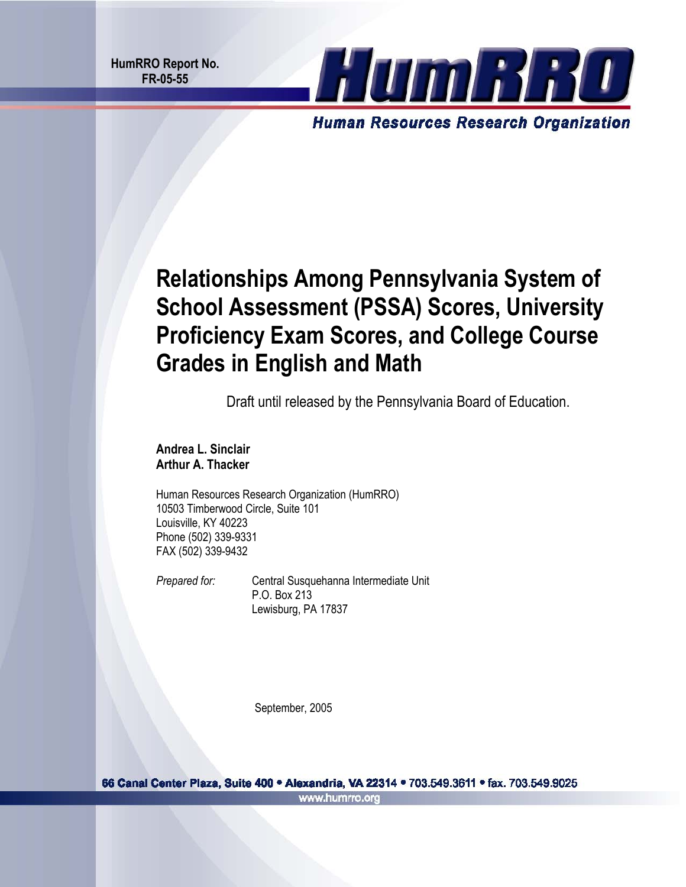**HumRRO Report No. FR-05-55**

HumRRO

Human Resources Research Organization

# Relationships Among Pennsylvania System of School Assessment (PSSA) Scores, University Proficiency Exam Scores, and College Course Grades in English and Math

Draft until released by the Pennsylvania Board of Education.

**Andrea L. Sinclair**
**Arthur A. Thacker**

Human Resources Research Organization (HumRRO)
10503 Timberwood Circle, Suite 101
Louisville, KY 40223
Phone (502) 339-9331
FAX (502) 339-9432

*Prepared for:* Central Susquehanna Intermediate Unit
P.O. Box 213
Lewisburg, PA 17837

September, 2005

66 Canal Center Plaza, Suite 400 • Alexandria, VA 22314 • 703.549.3611 • fax. 703.549.9025
www.humrro.org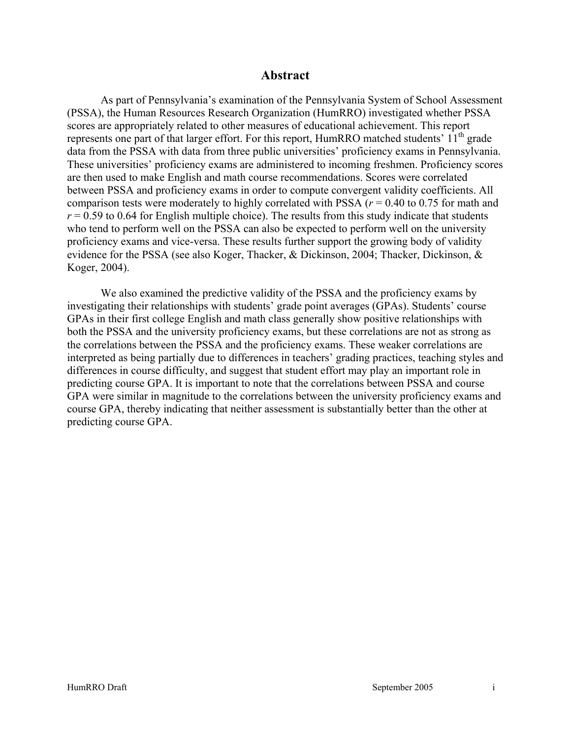# Abstract

As part of Pennsylvania's examination of the Pennsylvania System of School Assessment (PSSA), the Human Resources Research Organization (HumRRO) investigated whether PSSA scores are appropriately related to other measures of educational achievement. This report represents one part of that larger effort. For this report, HumRRO matched students' 11th grade data from the PSSA with data from three public universities' proficiency exams in Pennsylvania. These universities' proficiency exams are administered to incoming freshmen. Proficiency scores are then used to make English and math course recommendations. Scores were correlated between PSSA and proficiency exams in order to compute convergent validity coefficients. All comparison tests were moderately to highly correlated with PSSA ($r$ = 0.40 to 0.75 for math and $r$ = 0.59 to 0.64 for English multiple choice). The results from this study indicate that students who tend to perform well on the PSSA can also be expected to perform well on the university proficiency exams and vice-versa. These results further support the growing body of validity evidence for the PSSA (see also Koger, Thacker, & Dickinson, 2004; Thacker, Dickinson, & Koger, 2004).

We also examined the predictive validity of the PSSA and the proficiency exams by investigating their relationships with students' grade point averages (GPAs). Students' course GPAs in their first college English and math class generally show positive relationships with both the PSSA and the university proficiency exams, but these correlations are not as strong as the correlations between the PSSA and the proficiency exams. These weaker correlations are interpreted as being partially due to differences in teachers' grading practices, teaching styles and differences in course difficulty, and suggest that student effort may play an important role in predicting course GPA. It is important to note that the correlations between PSSA and course GPA were similar in magnitude to the correlations between the university proficiency exams and course GPA, thereby indicating that neither assessment is substantially better than the other at predicting course GPA.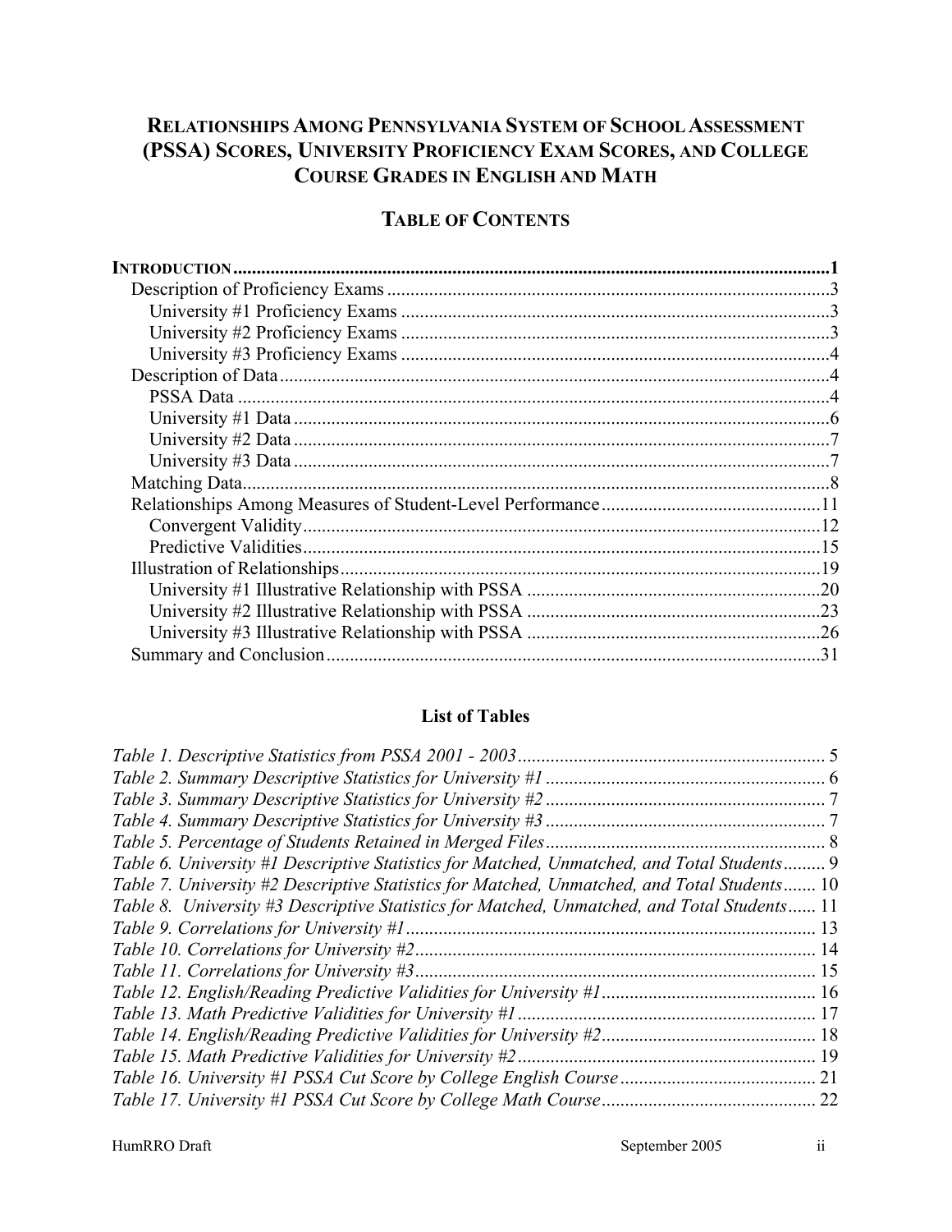# RELATIONSHIPS AMONG PENNSYLVANIA SYSTEM OF SCHOOL ASSESSMENT (PSSA) SCORES, UNIVERSITY PROFICIENCY EXAM SCORES, AND COLLEGE COURSE GRADES IN ENGLISH AND MATH

## TABLE OF CONTENTS

**INTRODUCTION** ........ 1
- Description of Proficiency Exams ........ 3
  - University #1 Proficiency Exams ........ 3
  - University #2 Proficiency Exams ........ 3
  - University #3 Proficiency Exams ........ 4
- Description of Data ........ 4
  - PSSA Data ........ 4
  - University #1 Data ........ 6
  - University #2 Data ........ 7
  - University #3 Data ........ 7
- Matching Data ........ 8
- Relationships Among Measures of Student-Level Performance ........ 11
  - Convergent Validity ........ 12
  - Predictive Validities ........ 15
- Illustration of Relationships ........ 19
  - University #1 Illustrative Relationship with PSSA ........ 20
  - University #2 Illustrative Relationship with PSSA ........ 23
  - University #3 Illustrative Relationship with PSSA ........ 26
- Summary and Conclusion ........ 31

### List of Tables

*Table 1. Descriptive Statistics from PSSA 2001 - 2003* ........ 5
*Table 2. Summary Descriptive Statistics for University #1* ........ 6
*Table 3. Summary Descriptive Statistics for University #2* ........ 7
*Table 4. Summary Descriptive Statistics for University #3* ........ 7
*Table 5. Percentage of Students Retained in Merged Files* ........ 8
*Table 6. University #1 Descriptive Statistics for Matched, Unmatched, and Total Students* ........ 9
*Table 7. University #2 Descriptive Statistics for Matched, Unmatched, and Total Students* ........ 10
*Table 8. University #3 Descriptive Statistics for Matched, Unmatched, and Total Students* ........ 11
*Table 9. Correlations for University #1* ........ 13
*Table 10. Correlations for University #2* ........ 14
*Table 11. Correlations for University #3* ........ 15
*Table 12. English/Reading Predictive Validities for University #1* ........ 16
*Table 13. Math Predictive Validities for University #1* ........ 17
*Table 14. English/Reading Predictive Validities for University #2* ........ 18
*Table 15. Math Predictive Validities for University #2* ........ 19
*Table 16. University #1 PSSA Cut Score by College English Course* ........ 21
*Table 17. University #1 PSSA Cut Score by College Math Course* ........ 22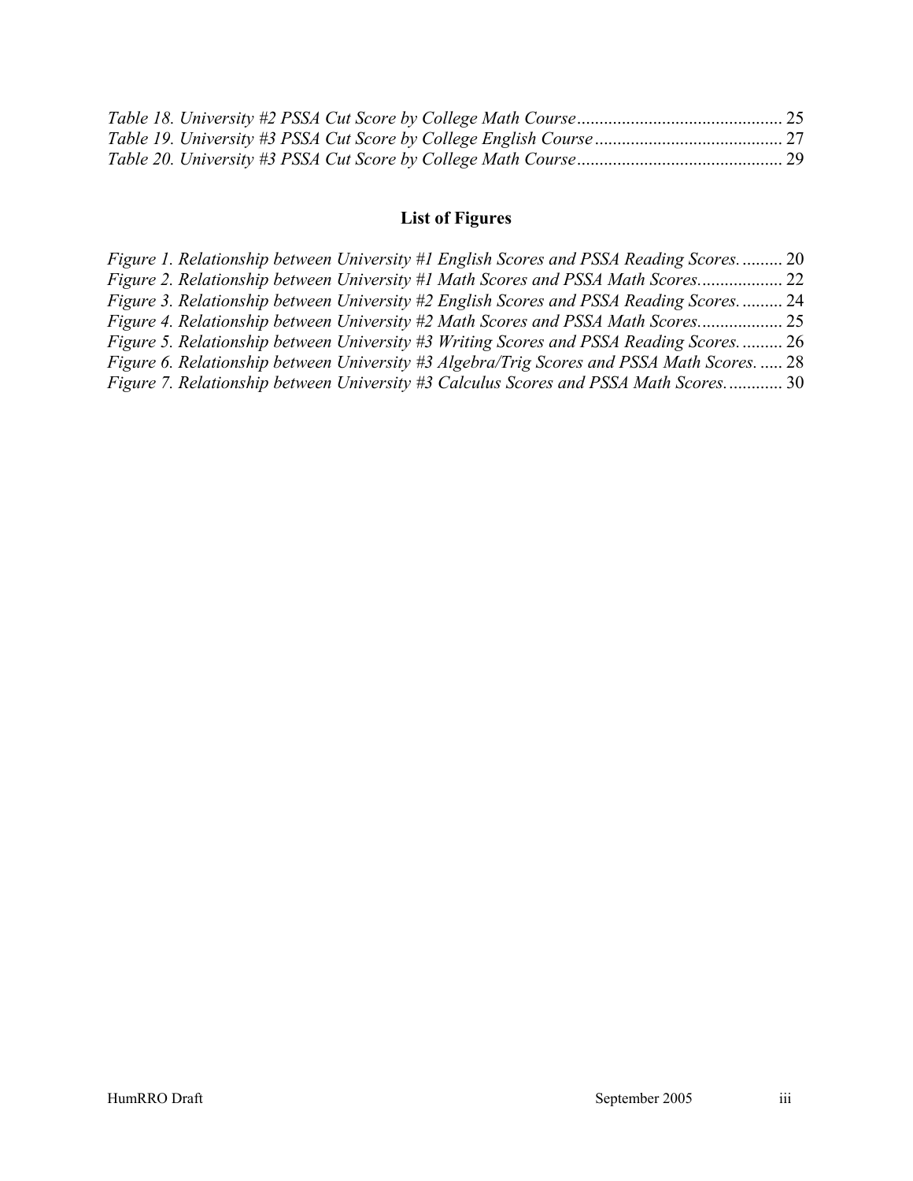*Table 18. University #2 PSSA Cut Score by College Math Course* ............................................. 25
*Table 19. University #3 PSSA Cut Score by College English Course* .......................................... 27
*Table 20. University #3 PSSA Cut Score by College Math Course* ............................................. 29

## List of Figures

*Figure 1. Relationship between University #1 English Scores and PSSA Reading Scores.* ......... 20
*Figure 2. Relationship between University #1 Math Scores and PSSA Math Scores.* .................. 22
*Figure 3. Relationship between University #2 English Scores and PSSA Reading Scores.* ......... 24
*Figure 4. Relationship between University #2 Math Scores and PSSA Math Scores.* .................. 25
*Figure 5. Relationship between University #3 Writing Scores and PSSA Reading Scores.* ......... 26
*Figure 6. Relationship between University #3 Algebra/Trig Scores and PSSA Math Scores.* ..... 28
*Figure 7. Relationship between University #3 Calculus Scores and PSSA Math Scores.* ............ 30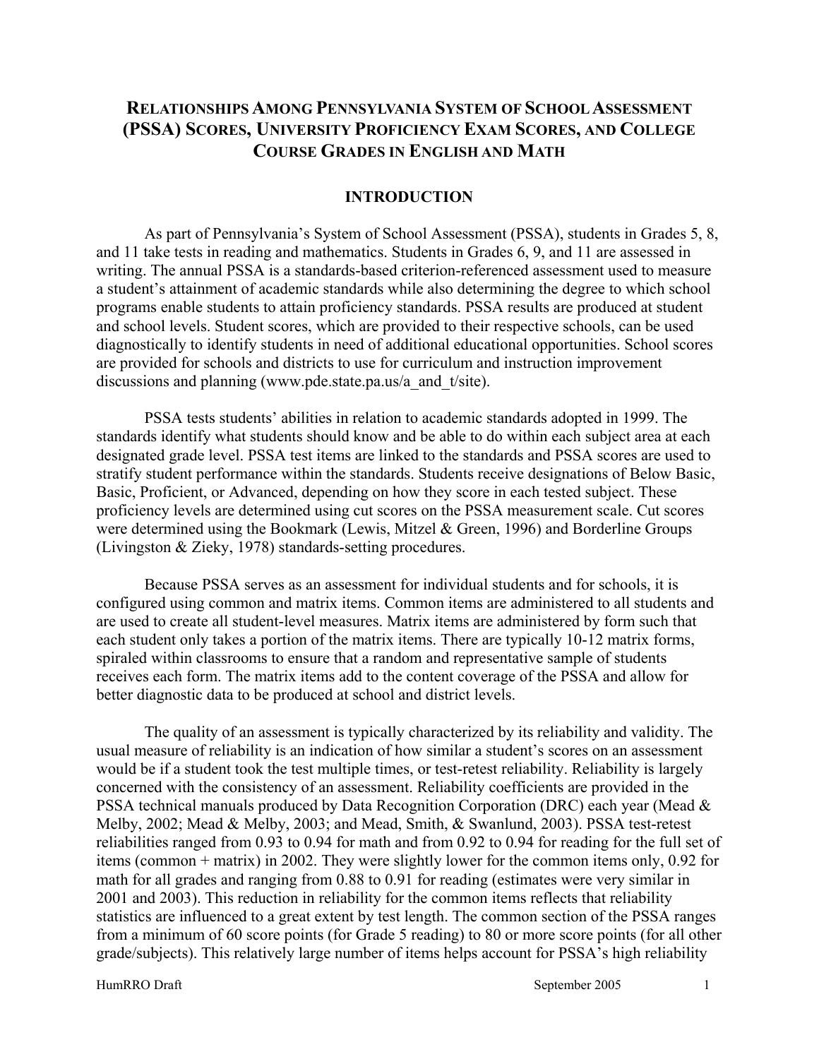# RELATIONSHIPS AMONG PENNSYLVANIA SYSTEM OF SCHOOL ASSESSMENT (PSSA) SCORES, UNIVERSITY PROFICIENCY EXAM SCORES, AND COLLEGE COURSE GRADES IN ENGLISH AND MATH

## INTRODUCTION

As part of Pennsylvania's System of School Assessment (PSSA), students in Grades 5, 8, and 11 take tests in reading and mathematics. Students in Grades 6, 9, and 11 are assessed in writing. The annual PSSA is a standards-based criterion-referenced assessment used to measure a student's attainment of academic standards while also determining the degree to which school programs enable students to attain proficiency standards. PSSA results are produced at student and school levels. Student scores, which are provided to their respective schools, can be used diagnostically to identify students in need of additional educational opportunities. School scores are provided for schools and districts to use for curriculum and instruction improvement discussions and planning (www.pde.state.pa.us/a_and_t/site).

PSSA tests students' abilities in relation to academic standards adopted in 1999. The standards identify what students should know and be able to do within each subject area at each designated grade level. PSSA test items are linked to the standards and PSSA scores are used to stratify student performance within the standards. Students receive designations of Below Basic, Basic, Proficient, or Advanced, depending on how they score in each tested subject. These proficiency levels are determined using cut scores on the PSSA measurement scale. Cut scores were determined using the Bookmark (Lewis, Mitzel & Green, 1996) and Borderline Groups (Livingston & Zieky, 1978) standards-setting procedures.

Because PSSA serves as an assessment for individual students and for schools, it is configured using common and matrix items. Common items are administered to all students and are used to create all student-level measures. Matrix items are administered by form such that each student only takes a portion of the matrix items. There are typically 10-12 matrix forms, spiraled within classrooms to ensure that a random and representative sample of students receives each form. The matrix items add to the content coverage of the PSSA and allow for better diagnostic data to be produced at school and district levels.

The quality of an assessment is typically characterized by its reliability and validity. The usual measure of reliability is an indication of how similar a student's scores on an assessment would be if a student took the test multiple times, or test-retest reliability. Reliability is largely concerned with the consistency of an assessment. Reliability coefficients are provided in the PSSA technical manuals produced by Data Recognition Corporation (DRC) each year (Mead & Melby, 2002; Mead & Melby, 2003; and Mead, Smith, & Swanlund, 2003). PSSA test-retest reliabilities ranged from 0.93 to 0.94 for math and from 0.92 to 0.94 for reading for the full set of items (common + matrix) in 2002. They were slightly lower for the common items only, 0.92 for math for all grades and ranging from 0.88 to 0.91 for reading (estimates were very similar in 2001 and 2003). This reduction in reliability for the common items reflects that reliability statistics are influenced to a great extent by test length. The common section of the PSSA ranges from a minimum of 60 score points (for Grade 5 reading) to 80 or more score points (for all other grade/subjects). This relatively large number of items helps account for PSSA's high reliability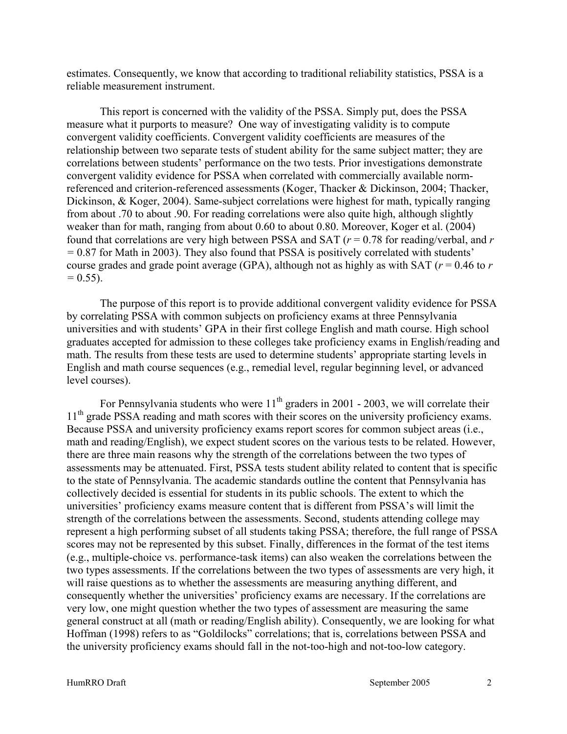estimates. Consequently, we know that according to traditional reliability statistics, PSSA is a reliable measurement instrument.

This report is concerned with the validity of the PSSA. Simply put, does the PSSA measure what it purports to measure? One way of investigating validity is to compute convergent validity coefficients. Convergent validity coefficients are measures of the relationship between two separate tests of student ability for the same subject matter; they are correlations between students' performance on the two tests. Prior investigations demonstrate convergent validity evidence for PSSA when correlated with commercially available norm-referenced and criterion-referenced assessments (Koger, Thacker & Dickinson, 2004; Thacker, Dickinson, & Koger, 2004). Same-subject correlations were highest for math, typically ranging from about .70 to about .90. For reading correlations were also quite high, although slightly weaker than for math, ranging from about 0.60 to about 0.80. Moreover, Koger et al. (2004) found that correlations are very high between PSSA and SAT ($r = 0.78$ for reading/verbal, and $r = 0.87$ for Math in 2003). They also found that PSSA is positively correlated with students' course grades and grade point average (GPA), although not as highly as with SAT ($r = 0.46$ to $r = 0.55$).

The purpose of this report is to provide additional convergent validity evidence for PSSA by correlating PSSA with common subjects on proficiency exams at three Pennsylvania universities and with students' GPA in their first college English and math course. High school graduates accepted for admission to these colleges take proficiency exams in English/reading and math. The results from these tests are used to determine students' appropriate starting levels in English and math course sequences (e.g., remedial level, regular beginning level, or advanced level courses).

For Pennsylvania students who were 11th graders in 2001 - 2003, we will correlate their 11th grade PSSA reading and math scores with their scores on the university proficiency exams. Because PSSA and university proficiency exams report scores for common subject areas (i.e., math and reading/English), we expect student scores on the various tests to be related. However, there are three main reasons why the strength of the correlations between the two types of assessments may be attenuated. First, PSSA tests student ability related to content that is specific to the state of Pennsylvania. The academic standards outline the content that Pennsylvania has collectively decided is essential for students in its public schools. The extent to which the universities' proficiency exams measure content that is different from PSSA's will limit the strength of the correlations between the assessments. Second, students attending college may represent a high performing subset of all students taking PSSA; therefore, the full range of PSSA scores may not be represented by this subset. Finally, differences in the format of the test items (e.g., multiple-choice vs. performance-task items) can also weaken the correlations between the two types assessments. If the correlations between the two types of assessments are very high, it will raise questions as to whether the assessments are measuring anything different, and consequently whether the universities' proficiency exams are necessary. If the correlations are very low, one might question whether the two types of assessment are measuring the same general construct at all (math or reading/English ability). Consequently, we are looking for what Hoffman (1998) refers to as "Goldilocks" correlations; that is, correlations between PSSA and the university proficiency exams should fall in the not-too-high and not-too-low category.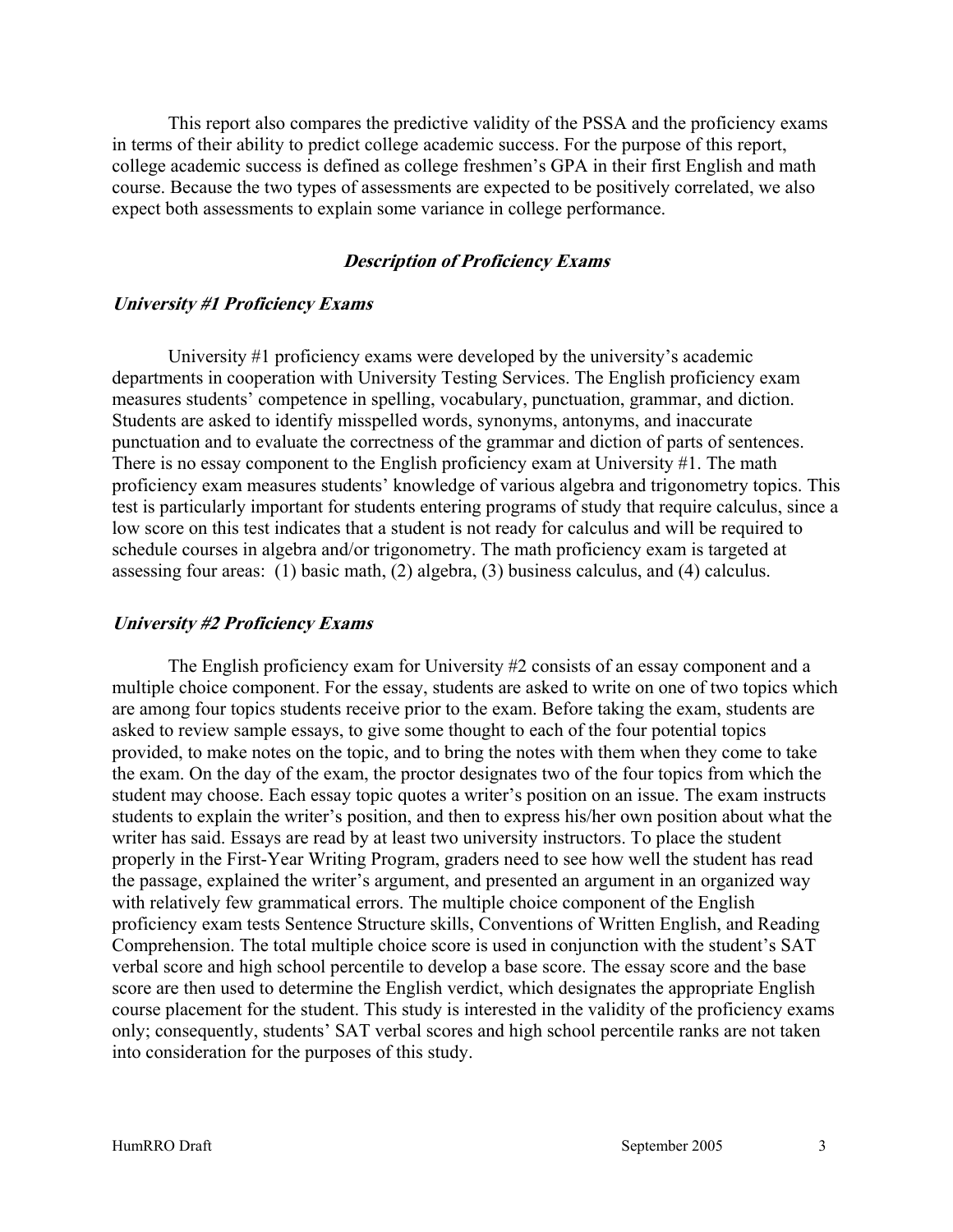This report also compares the predictive validity of the PSSA and the proficiency exams in terms of their ability to predict college academic success. For the purpose of this report, college academic success is defined as college freshmen's GPA in their first English and math course. Because the two types of assessments are expected to be positively correlated, we also expect both assessments to explain some variance in college performance.

## *Description of Proficiency Exams*

### *University #1 Proficiency Exams*

University #1 proficiency exams were developed by the university's academic departments in cooperation with University Testing Services. The English proficiency exam measures students' competence in spelling, vocabulary, punctuation, grammar, and diction. Students are asked to identify misspelled words, synonyms, antonyms, and inaccurate punctuation and to evaluate the correctness of the grammar and diction of parts of sentences. There is no essay component to the English proficiency exam at University #1. The math proficiency exam measures students' knowledge of various algebra and trigonometry topics. This test is particularly important for students entering programs of study that require calculus, since a low score on this test indicates that a student is not ready for calculus and will be required to schedule courses in algebra and/or trigonometry. The math proficiency exam is targeted at assessing four areas: (1) basic math, (2) algebra, (3) business calculus, and (4) calculus.

### *University #2 Proficiency Exams*

The English proficiency exam for University #2 consists of an essay component and a multiple choice component. For the essay, students are asked to write on one of two topics which are among four topics students receive prior to the exam. Before taking the exam, students are asked to review sample essays, to give some thought to each of the four potential topics provided, to make notes on the topic, and to bring the notes with them when they come to take the exam. On the day of the exam, the proctor designates two of the four topics from which the student may choose. Each essay topic quotes a writer's position on an issue. The exam instructs students to explain the writer's position, and then to express his/her own position about what the writer has said. Essays are read by at least two university instructors. To place the student properly in the First-Year Writing Program, graders need to see how well the student has read the passage, explained the writer's argument, and presented an argument in an organized way with relatively few grammatical errors. The multiple choice component of the English proficiency exam tests Sentence Structure skills, Conventions of Written English, and Reading Comprehension. The total multiple choice score is used in conjunction with the student's SAT verbal score and high school percentile to develop a base score. The essay score and the base score are then used to determine the English verdict, which designates the appropriate English course placement for the student. This study is interested in the validity of the proficiency exams only; consequently, students' SAT verbal scores and high school percentile ranks are not taken into consideration for the purposes of this study.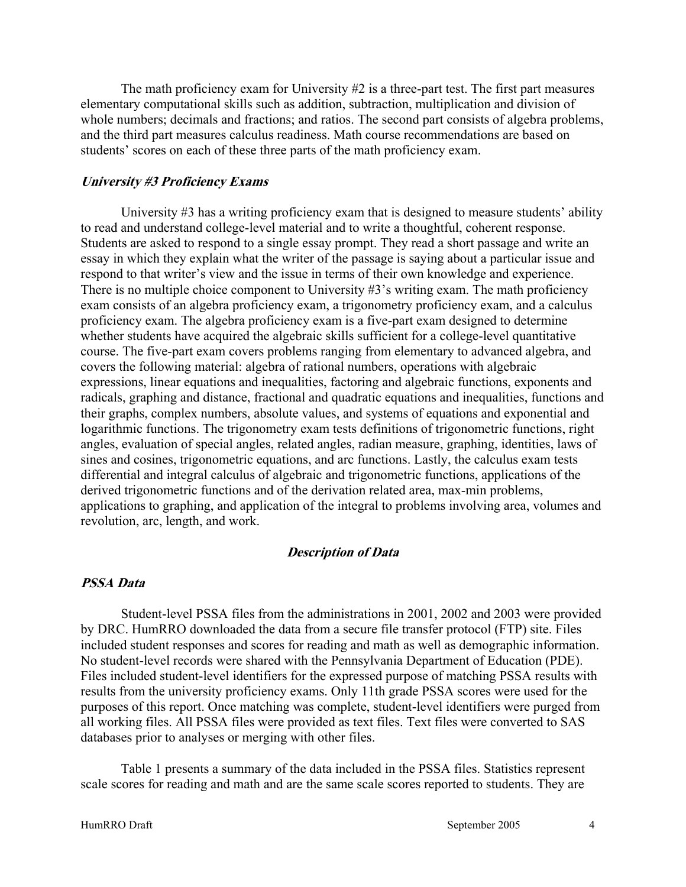The math proficiency exam for University #2 is a three-part test. The first part measures elementary computational skills such as addition, subtraction, multiplication and division of whole numbers; decimals and fractions; and ratios. The second part consists of algebra problems, and the third part measures calculus readiness. Math course recommendations are based on students' scores on each of these three parts of the math proficiency exam.

### *University #3 Proficiency Exams*

University #3 has a writing proficiency exam that is designed to measure students' ability to read and understand college-level material and to write a thoughtful, coherent response. Students are asked to respond to a single essay prompt. They read a short passage and write an essay in which they explain what the writer of the passage is saying about a particular issue and respond to that writer's view and the issue in terms of their own knowledge and experience. There is no multiple choice component to University #3's writing exam. The math proficiency exam consists of an algebra proficiency exam, a trigonometry proficiency exam, and a calculus proficiency exam. The algebra proficiency exam is a five-part exam designed to determine whether students have acquired the algebraic skills sufficient for a college-level quantitative course. The five-part exam covers problems ranging from elementary to advanced algebra, and covers the following material: algebra of rational numbers, operations with algebraic expressions, linear equations and inequalities, factoring and algebraic functions, exponents and radicals, graphing and distance, fractional and quadratic equations and inequalities, functions and their graphs, complex numbers, absolute values, and systems of equations and exponential and logarithmic functions. The trigonometry exam tests definitions of trigonometric functions, right angles, evaluation of special angles, related angles, radian measure, graphing, identities, laws of sines and cosines, trigonometric equations, and arc functions. Lastly, the calculus exam tests differential and integral calculus of algebraic and trigonometric functions, applications of the derived trigonometric functions and of the derivation related area, max-min problems, applications to graphing, and application of the integral to problems involving area, volumes and revolution, arc, length, and work.

## *Description of Data*

### *PSSA Data*

Student-level PSSA files from the administrations in 2001, 2002 and 2003 were provided by DRC. HumRRO downloaded the data from a secure file transfer protocol (FTP) site. Files included student responses and scores for reading and math as well as demographic information. No student-level records were shared with the Pennsylvania Department of Education (PDE). Files included student-level identifiers for the expressed purpose of matching PSSA results with results from the university proficiency exams. Only 11th grade PSSA scores were used for the purposes of this report. Once matching was complete, student-level identifiers were purged from all working files. All PSSA files were provided as text files. Text files were converted to SAS databases prior to analyses or merging with other files.

Table 1 presents a summary of the data included in the PSSA files. Statistics represent scale scores for reading and math and are the same scale scores reported to students. They are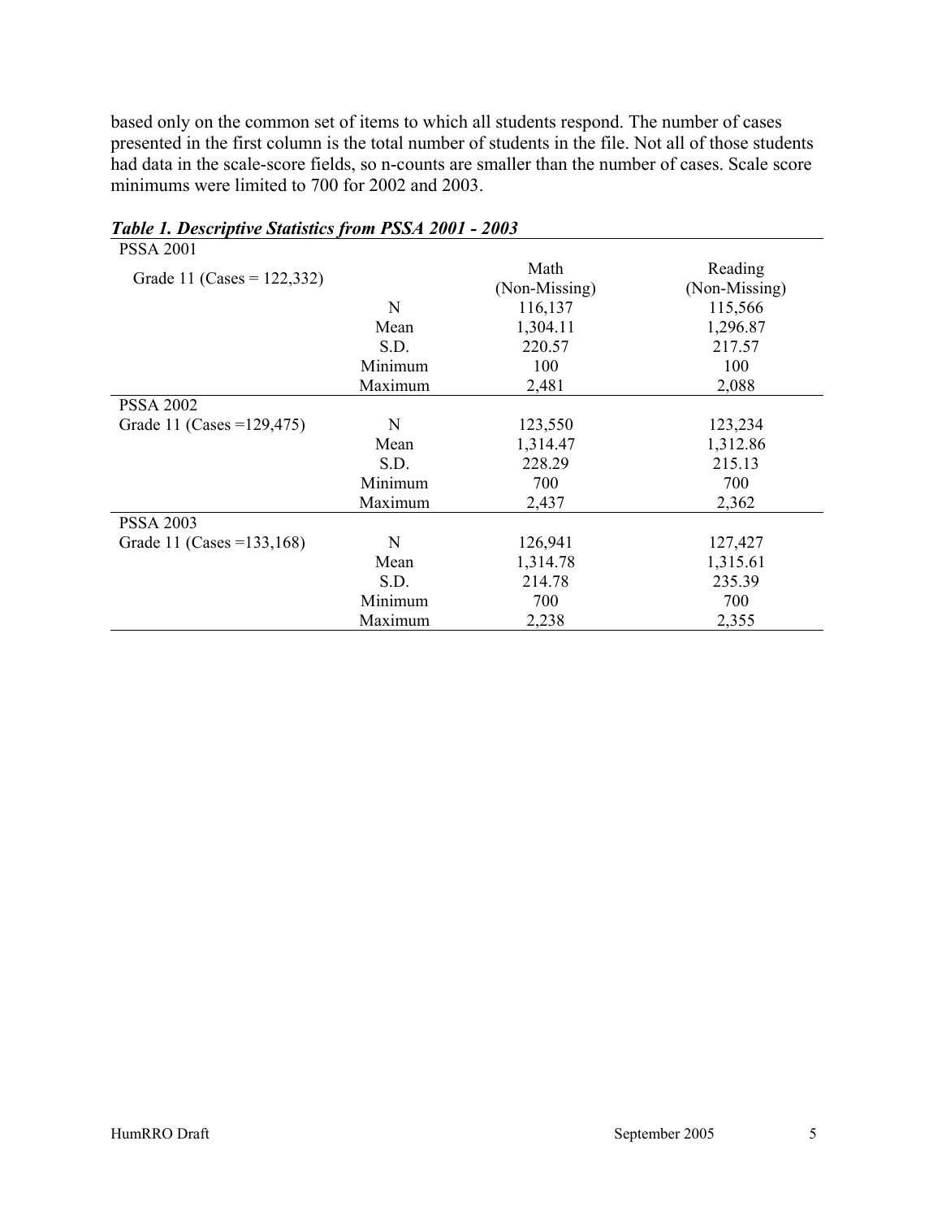based only on the common set of items to which all students respond. The number of cases presented in the first column is the total number of students in the file. Not all of those students had data in the scale-score fields, so n-counts are smaller than the number of cases. Scale score minimums were limited to 700 for 2002 and 2003.

***Table 1. Descriptive Statistics from PSSA 2001 - 2003***

| PSSA 2001 | | | |
|---|---|---|---|
| Grade 11 (Cases = 122,332) | | Math (Non-Missing) | Reading (Non-Missing) |
| | N | 116,137 | 115,566 |
| | Mean | 1,304.11 | 1,296.87 |
| | S.D. | 220.57 | 217.57 |
| | Minimum | 100 | 100 |
| | Maximum | 2,481 | 2,088 |
| **PSSA 2002** | | | |
| Grade 11 (Cases =129,475) | N | 123,550 | 123,234 |
| | Mean | 1,314.47 | 1,312.86 |
| | S.D. | 228.29 | 215.13 |
| | Minimum | 700 | 700 |
| | Maximum | 2,437 | 2,362 |
| **PSSA 2003** | | | |
| Grade 11 (Cases =133,168) | N | 126,941 | 127,427 |
| | Mean | 1,314.78 | 1,315.61 |
| | S.D. | 214.78 | 235.39 |
| | Minimum | 700 | 700 |
| | Maximum | 2,238 | 2,355 |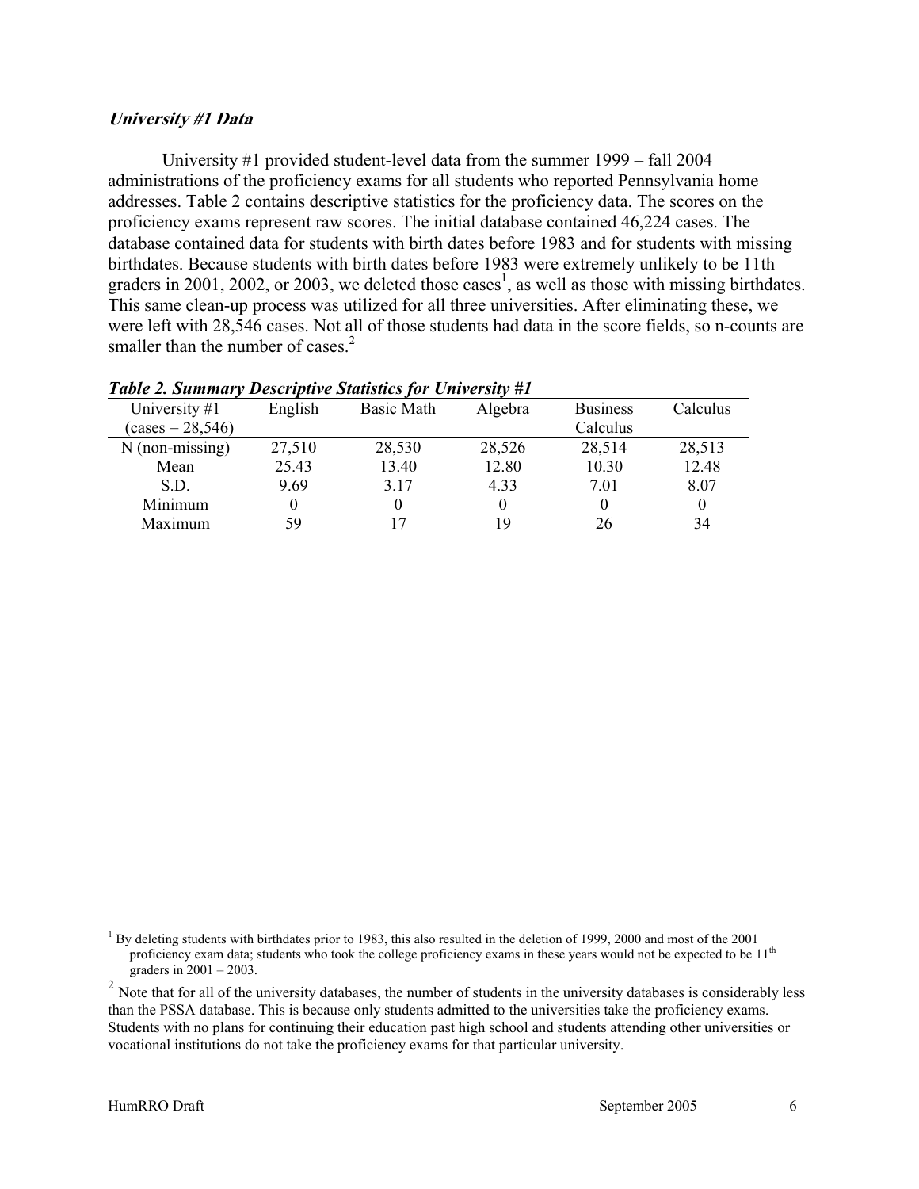### ***University #1 Data***

University #1 provided student-level data from the summer 1999 – fall 2004 administrations of the proficiency exams for all students who reported Pennsylvania home addresses. Table 2 contains descriptive statistics for the proficiency data. The scores on the proficiency exams represent raw scores. The initial database contained 46,224 cases. The database contained data for students with birth dates before 1983 and for students with missing birthdates. Because students with birth dates before 1983 were extremely unlikely to be 11th graders in 2001, 2002, or 2003, we deleted those cases[1], as well as those with missing birthdates. This same clean-up process was utilized for all three universities. After eliminating these, we were left with 28,546 cases. Not all of those students had data in the score fields, so n-counts are smaller than the number of cases.[2]

***Table 2. Summary Descriptive Statistics for University #1***

| University #1 (cases = 28,546) | English | Basic Math | Algebra | Business Calculus | Calculus |
|---|---|---|---|---|---|
| N (non-missing) | 27,510 | 28,530 | 28,526 | 28,514 | 28,513 |
| Mean | 25.43 | 13.40 | 12.80 | 10.30 | 12.48 |
| S.D. | 9.69 | 3.17 | 4.33 | 7.01 | 8.07 |
| Minimum | 0 | 0 | 0 | 0 | 0 |
| Maximum | 59 | 17 | 19 | 26 | 34 |

[1] By deleting students with birthdates prior to 1983, this also resulted in the deletion of 1999, 2000 and most of the 2001 proficiency exam data; students who took the college proficiency exams in these years would not be expected to be 11th graders in 2001 – 2003.

[2] Note that for all of the university databases, the number of students in the university databases is considerably less than the PSSA database. This is because only students admitted to the universities take the proficiency exams. Students with no plans for continuing their education past high school and students attending other universities or vocational institutions do not take the proficiency exams for that particular university.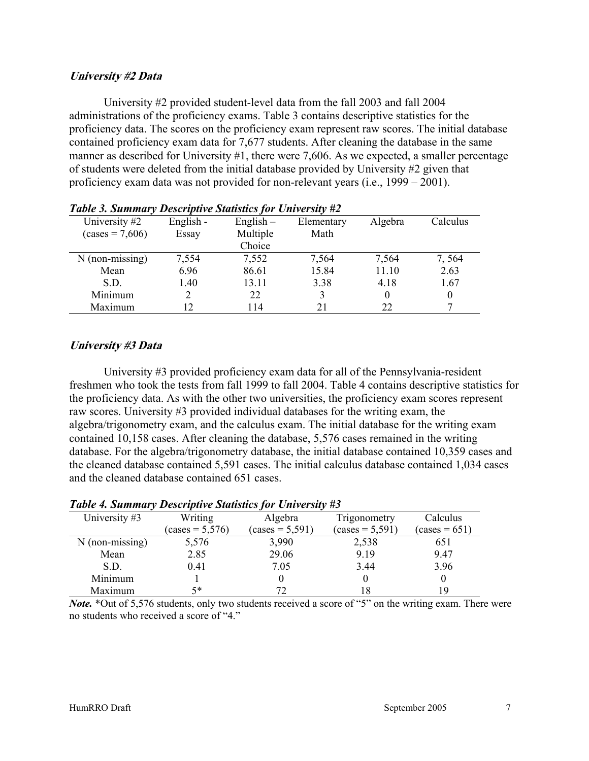### *University #2 Data*

University #2 provided student-level data from the fall 2003 and fall 2004 administrations of the proficiency exams. Table 3 contains descriptive statistics for the proficiency data. The scores on the proficiency exam represent raw scores. The initial database contained proficiency exam data for 7,677 students. After cleaning the database in the same manner as described for University #1, there were 7,606. As we expected, a smaller percentage of students were deleted from the initial database provided by University #2 given that proficiency exam data was not provided for non-relevant years (i.e., 1999 – 2001).

***Table 3. Summary Descriptive Statistics for University #2***

| University #2 (cases = 7,606) | English - Essay | English – Multiple Choice | Elementary Math | Algebra | Calculus |
|---|---|---|---|---|---|
| N (non-missing) | 7,554 | 7,552 | 7,564 | 7,564 | 7, 564 |
| Mean | 6.96 | 86.61 | 15.84 | 11.10 | 2.63 |
| S.D. | 1.40 | 13.11 | 3.38 | 4.18 | 1.67 |
| Minimum | 2 | 22 | 3 | 0 | 0 |
| Maximum | 12 | 114 | 21 | 22 | 7 |

### *University #3 Data*

University #3 provided proficiency exam data for all of the Pennsylvania-resident freshmen who took the tests from fall 1999 to fall 2004. Table 4 contains descriptive statistics for the proficiency data. As with the other two universities, the proficiency exam scores represent raw scores. University #3 provided individual databases for the writing exam, the algebra/trigonometry exam, and the calculus exam. The initial database for the writing exam contained 10,158 cases. After cleaning the database, 5,576 cases remained in the writing database. For the algebra/trigonometry database, the initial database contained 10,359 cases and the cleaned database contained 5,591 cases. The initial calculus database contained 1,034 cases and the cleaned database contained 651 cases.

***Table 4. Summary Descriptive Statistics for University #3***

| University #3 | Writing (cases = 5,576) | Algebra (cases = 5,591) | Trigonometry (cases = 5,591) | Calculus (cases = 651) |
|---|---|---|---|---|
| N (non-missing) | 5,576 | 3,990 | 2,538 | 651 |
| Mean | 2.85 | 29.06 | 9.19 | 9.47 |
| S.D. | 0.41 | 7.05 | 3.44 | 3.96 |
| Minimum | 1 | 0 | 0 | 0 |
| Maximum | 5* | 72 | 18 | 19 |

***Note.*** *Out of 5,576 students, only two students received a score of "5" on the writing exam. There were no students who received a score of "4."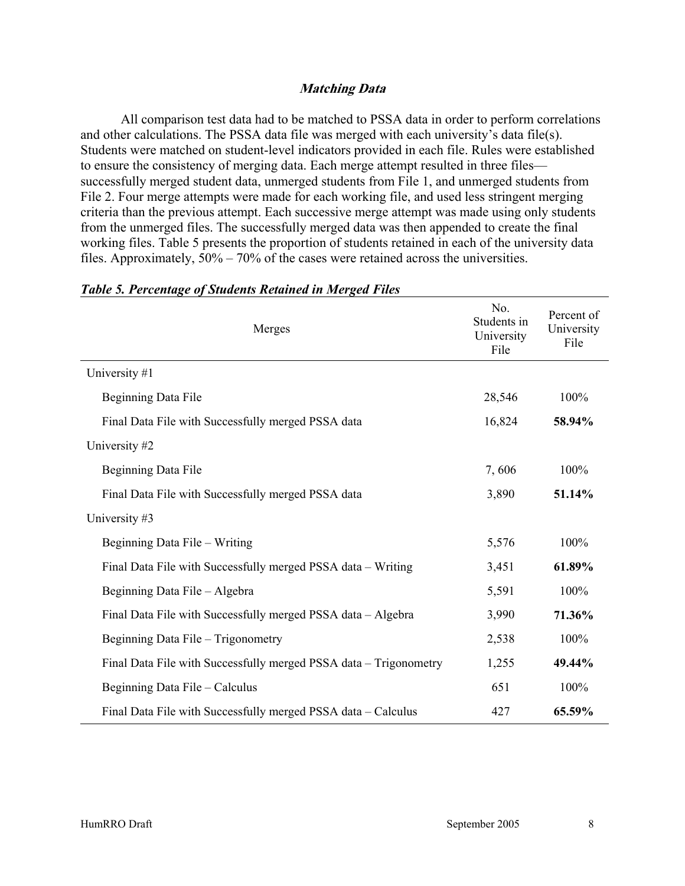### ***Matching Data***

All comparison test data had to be matched to PSSA data in order to perform correlations and other calculations. The PSSA data file was merged with each university's data file(s). Students were matched on student-level indicators provided in each file. Rules were established to ensure the consistency of merging data. Each merge attempt resulted in three files—successfully merged student data, unmerged students from File 1, and unmerged students from File 2. Four merge attempts were made for each working file, and used less stringent merging criteria than the previous attempt. Each successive merge attempt was made using only students from the unmerged files. The successfully merged data was then appended to create the final working files. Table 5 presents the proportion of students retained in each of the university data files. Approximately, 50% – 70% of the cases were retained across the universities.

***Table 5. Percentage of Students Retained in Merged Files***

| Merges | No. Students in University File | Percent of University File |
|---|---|---|
| University #1 | | |
| Beginning Data File | 28,546 | 100% |
| Final Data File with Successfully merged PSSA data | 16,824 | **58.94%** |
| University #2 | | |
| Beginning Data File | 7, 606 | 100% |
| Final Data File with Successfully merged PSSA data | 3,890 | **51.14%** |
| University #3 | | |
| Beginning Data File – Writing | 5,576 | 100% |
| Final Data File with Successfully merged PSSA data – Writing | 3,451 | **61.89%** |
| Beginning Data File – Algebra | 5,591 | 100% |
| Final Data File with Successfully merged PSSA data – Algebra | 3,990 | **71.36%** |
| Beginning Data File – Trigonometry | 2,538 | 100% |
| Final Data File with Successfully merged PSSA data – Trigonometry | 1,255 | **49.44%** |
| Beginning Data File – Calculus | 651 | 100% |
| Final Data File with Successfully merged PSSA data – Calculus | 427 | **65.59%** |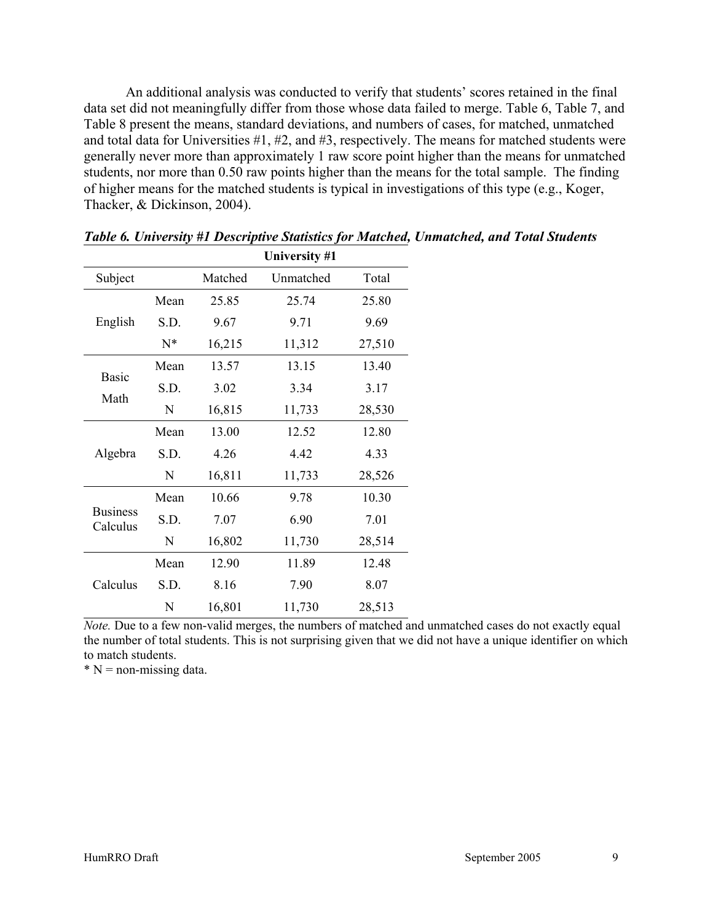An additional analysis was conducted to verify that students' scores retained in the final data set did not meaningfully differ from those whose data failed to merge. Table 6, Table 7, and Table 8 present the means, standard deviations, and numbers of cases, for matched, unmatched and total data for Universities #1, #2, and #3, respectively. The means for matched students were generally never more than approximately 1 raw score point higher than the means for unmatched students, nor more than 0.50 raw points higher than the means for the total sample. The finding of higher means for the matched students is typical in investigations of this type (e.g., Koger, Thacker, & Dickinson, 2004).

***Table 6. University #1 Descriptive Statistics for Matched, Unmatched, and Total Students***

| | | **University #1** | | |
|---|---|---|---|---|
| Subject | | Matched | Unmatched | Total |
| English | Mean | 25.85 | 25.74 | 25.80 |
| | S.D. | 9.67 | 9.71 | 9.69 |
| | N* | 16,215 | 11,312 | 27,510 |
| Basic Math | Mean | 13.57 | 13.15 | 13.40 |
| | S.D. | 3.02 | 3.34 | 3.17 |
| | N | 16,815 | 11,733 | 28,530 |
| Algebra | Mean | 13.00 | 12.52 | 12.80 |
| | S.D. | 4.26 | 4.42 | 4.33 |
| | N | 16,811 | 11,733 | 28,526 |
| Business Calculus | Mean | 10.66 | 9.78 | 10.30 |
| | S.D. | 7.07 | 6.90 | 7.01 |
| | N | 16,802 | 11,730 | 28,514 |
| Calculus | Mean | 12.90 | 11.89 | 12.48 |
| | S.D. | 8.16 | 7.90 | 8.07 |
| | N | 16,801 | 11,730 | 28,513 |

*Note.* Due to a few non-valid merges, the numbers of matched and unmatched cases do not exactly equal the number of total students. This is not surprising given that we did not have a unique identifier on which to match students.

\* N = non-missing data.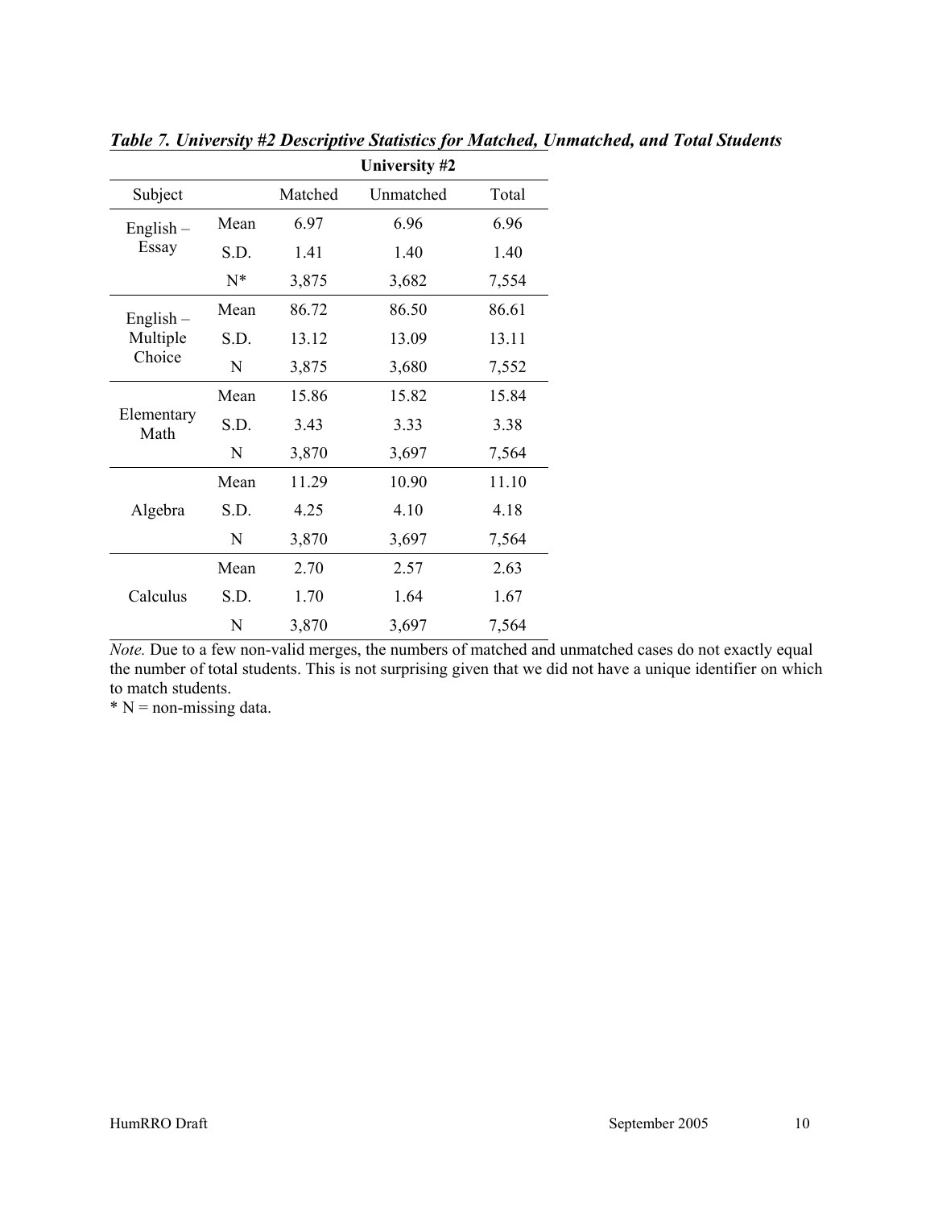***Table 7. University #2 Descriptive Statistics for Matched, Unmatched, and Total Students***

| | | University #2 | | |
|---|---|---|---|---|
| Subject | | Matched | Unmatched | Total |
| English – Essay | Mean | 6.97 | 6.96 | 6.96 |
| | S.D. | 1.41 | 1.40 | 1.40 |
| | N* | 3,875 | 3,682 | 7,554 |
| English – Multiple Choice | Mean | 86.72 | 86.50 | 86.61 |
| | S.D. | 13.12 | 13.09 | 13.11 |
| | N | 3,875 | 3,680 | 7,552 |
| Elementary Math | Mean | 15.86 | 15.82 | 15.84 |
| | S.D. | 3.43 | 3.33 | 3.38 |
| | N | 3,870 | 3,697 | 7,564 |
| Algebra | Mean | 11.29 | 10.90 | 11.10 |
| | S.D. | 4.25 | 4.10 | 4.18 |
| | N | 3,870 | 3,697 | 7,564 |
| Calculus | Mean | 2.70 | 2.57 | 2.63 |
| | S.D. | 1.70 | 1.64 | 1.67 |
| | N | 3,870 | 3,697 | 7,564 |

*Note.* Due to a few non-valid merges, the numbers of matched and unmatched cases do not exactly equal the number of total students. This is not surprising given that we did not have a unique identifier on which to match students.

* N = non-missing data.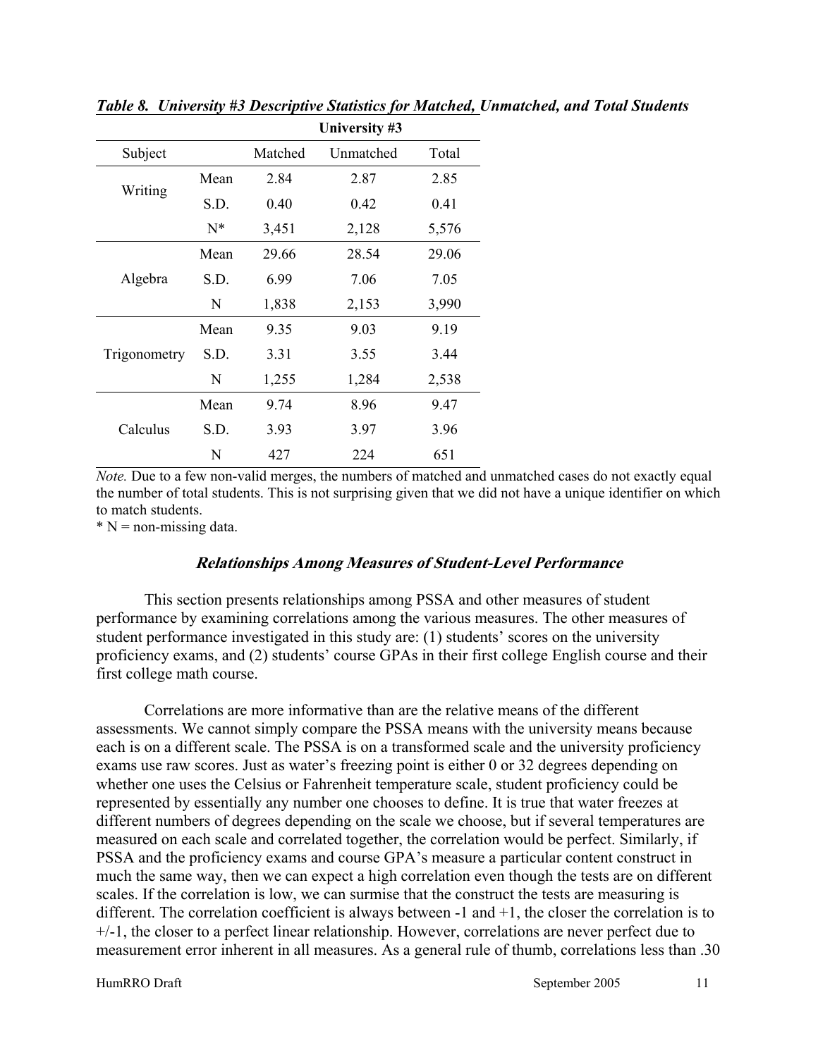***Table 8. University #3 Descriptive Statistics for Matched, Unmatched, and Total Students***

| | | University #3 | | |
|---|---|---|---|---|
| Subject | | Matched | Unmatched | Total |
| Writing | Mean | 2.84 | 2.87 | 2.85 |
| | S.D. | 0.40 | 0.42 | 0.41 |
| | N* | 3,451 | 2,128 | 5,576 |
| Algebra | Mean | 29.66 | 28.54 | 29.06 |
| | S.D. | 6.99 | 7.06 | 7.05 |
| | N | 1,838 | 2,153 | 3,990 |
| Trigonometry | Mean | 9.35 | 9.03 | 9.19 |
| | S.D. | 3.31 | 3.55 | 3.44 |
| | N | 1,255 | 1,284 | 2,538 |
| Calculus | Mean | 9.74 | 8.96 | 9.47 |
| | S.D. | 3.93 | 3.97 | 3.96 |
| | N | 427 | 224 | 651 |

*Note.* Due to a few non-valid merges, the numbers of matched and unmatched cases do not exactly equal the number of total students. This is not surprising given that we did not have a unique identifier on which to match students.

* N = non-missing data.

### ***Relationships Among Measures of Student-Level Performance***

This section presents relationships among PSSA and other measures of student performance by examining correlations among the various measures. The other measures of student performance investigated in this study are: (1) students' scores on the university proficiency exams, and (2) students' course GPAs in their first college English course and their first college math course.

Correlations are more informative than are the relative means of the different assessments. We cannot simply compare the PSSA means with the university means because each is on a different scale. The PSSA is on a transformed scale and the university proficiency exams use raw scores. Just as water's freezing point is either 0 or 32 degrees depending on whether one uses the Celsius or Fahrenheit temperature scale, student proficiency could be represented by essentially any number one chooses to define. It is true that water freezes at different numbers of degrees depending on the scale we choose, but if several temperatures are measured on each scale and correlated together, the correlation would be perfect. Similarly, if PSSA and the proficiency exams and course GPA's measure a particular content construct in much the same way, then we can expect a high correlation even though the tests are on different scales. If the correlation is low, we can surmise that the construct the tests are measuring is different. The correlation coefficient is always between -1 and +1, the closer the correlation is to +/-1, the closer to a perfect linear relationship. However, correlations are never perfect due to measurement error inherent in all measures. As a general rule of thumb, correlations less than .30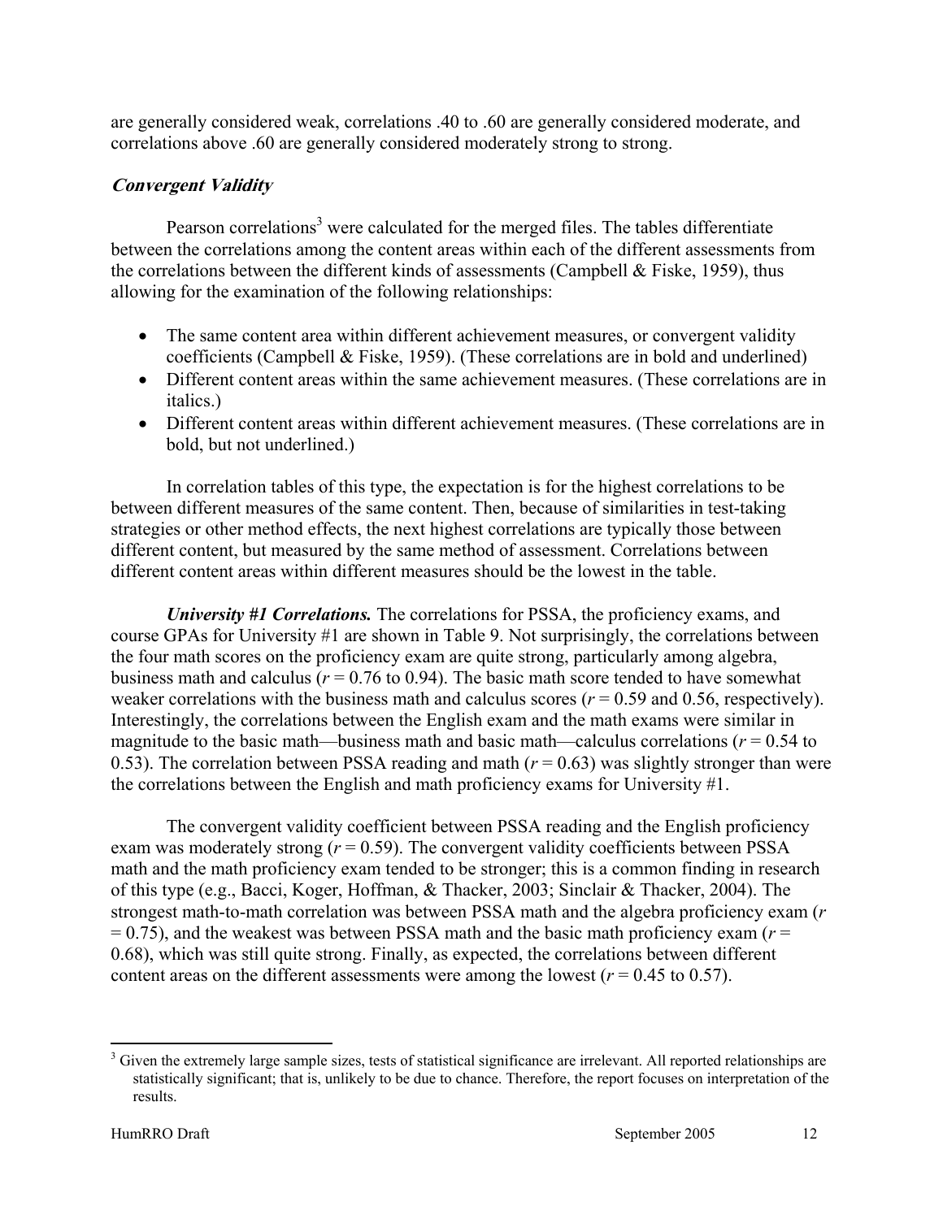are generally considered weak, correlations .40 to .60 are generally considered moderate, and correlations above .60 are generally considered moderately strong to strong.

### *Convergent Validity*

Pearson correlations[3] were calculated for the merged files. The tables differentiate between the correlations among the content areas within each of the different assessments from the correlations between the different kinds of assessments (Campbell & Fiske, 1959), thus allowing for the examination of the following relationships:

- The same content area within different achievement measures, or convergent validity coefficients (Campbell & Fiske, 1959). (These correlations are in bold and underlined)
- Different content areas within the same achievement measures. (These correlations are in italics.)
- Different content areas within different achievement measures. (These correlations are in bold, but not underlined.)

In correlation tables of this type, the expectation is for the highest correlations to be between different measures of the same content. Then, because of similarities in test-taking strategies or other method effects, the next highest correlations are typically those between different content, but measured by the same method of assessment. Correlations between different content areas within different measures should be the lowest in the table.

***University #1 Correlations.*** The correlations for PSSA, the proficiency exams, and course GPAs for University #1 are shown in Table 9. Not surprisingly, the correlations between the four math scores on the proficiency exam are quite strong, particularly among algebra, business math and calculus ($r$ = 0.76 to 0.94). The basic math score tended to have somewhat weaker correlations with the business math and calculus scores ($r$ = 0.59 and 0.56, respectively). Interestingly, the correlations between the English exam and the math exams were similar in magnitude to the basic math—business math and basic math—calculus correlations ($r$ = 0.54 to 0.53). The correlation between PSSA reading and math ($r$ = 0.63) was slightly stronger than were the correlations between the English and math proficiency exams for University #1.

The convergent validity coefficient between PSSA reading and the English proficiency exam was moderately strong ($r$ = 0.59). The convergent validity coefficients between PSSA math and the math proficiency exam tended to be stronger; this is a common finding in research of this type (e.g., Bacci, Koger, Hoffman, & Thacker, 2003; Sinclair & Thacker, 2004). The strongest math-to-math correlation was between PSSA math and the algebra proficiency exam ($r$ = 0.75), and the weakest was between PSSA math and the basic math proficiency exam ($r$ = 0.68), which was still quite strong. Finally, as expected, the correlations between different content areas on the different assessments were among the lowest ($r$ = 0.45 to 0.57).

[3] Given the extremely large sample sizes, tests of statistical significance are irrelevant. All reported relationships are statistically significant; that is, unlikely to be due to chance. Therefore, the report focuses on interpretation of the results.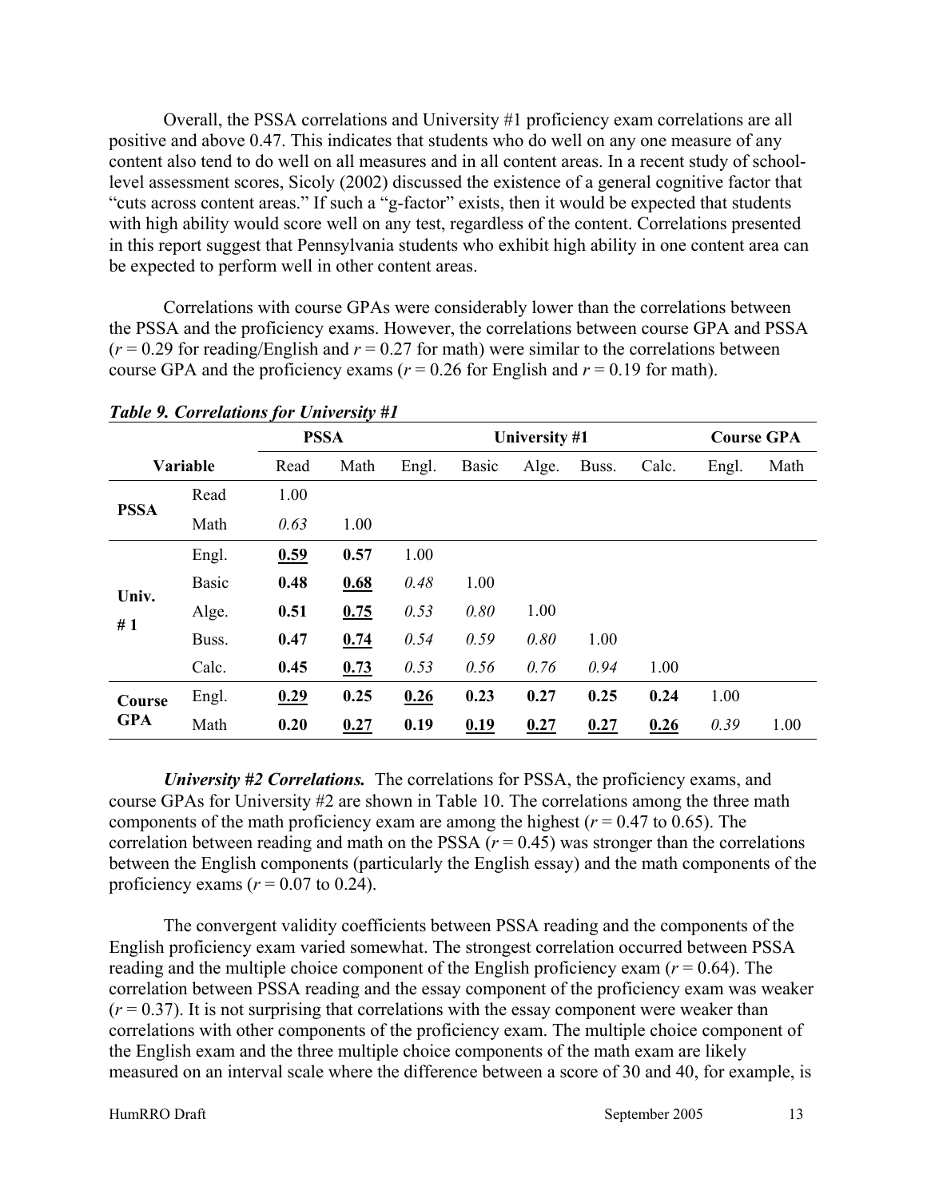Overall, the PSSA correlations and University #1 proficiency exam correlations are all positive and above 0.47. This indicates that students who do well on any one measure of any content also tend to do well on all measures and in all content areas. In a recent study of school-level assessment scores, Sicoly (2002) discussed the existence of a general cognitive factor that "cuts across content areas." If such a "g-factor" exists, then it would be expected that students with high ability would score well on any test, regardless of the content. Correlations presented in this report suggest that Pennsylvania students who exhibit high ability in one content area can be expected to perform well in other content areas.

Correlations with course GPAs were considerably lower than the correlations between the PSSA and the proficiency exams. However, the correlations between course GPA and PSSA ($r = 0.29$ for reading/English and $r = 0.27$ for math) were similar to the correlations between course GPA and the proficiency exams ($r = 0.26$ for English and $r = 0.19$ for math).

***Table 9. Correlations for University #1***

| | | PSSA | | University #1 | | | | | Course GPA | |
|---|---|---|---|---|---|---|---|---|---|---|
| Variable | | Read | Math | Engl. | Basic | Alge. | Buss. | Calc. | Engl. | Math |
| **PSSA** | Read | 1.00 | | | | | | | | |
| | Math | *0.63* | 1.00 | | | | | | | |
| **Univ. # 1** | Engl. | <u>**0.59**</u> | **0.57** | 1.00 | | | | | | |
| | Basic | **0.48** | <u>**0.68**</u> | *0.48* | 1.00 | | | | | |
| | Alge. | **0.51** | <u>**0.75**</u> | *0.53* | *0.80* | 1.00 | | | | |
| | Buss. | **0.47** | <u>**0.74**</u> | *0.54* | *0.59* | *0.80* | 1.00 | | | |
| | Calc. | **0.45** | <u>**0.73**</u> | *0.53* | *0.56* | *0.76* | *0.94* | 1.00 | | |
| **Course GPA** | Engl. | <u>**0.29**</u> | **0.25** | <u>**0.26**</u> | **0.23** | **0.27** | **0.25** | **0.24** | 1.00 | |
| | Math | **0.20** | <u>**0.27**</u> | **0.19** | <u>**0.19**</u> | <u>**0.27**</u> | <u>**0.27**</u> | <u>**0.26**</u> | *0.39* | 1.00 |

***University #2 Correlations.*** The correlations for PSSA, the proficiency exams, and course GPAs for University #2 are shown in Table 10. The correlations among the three math components of the math proficiency exam are among the highest ($r = 0.47$ to $0.65$). The correlation between reading and math on the PSSA ($r = 0.45$) was stronger than the correlations between the English components (particularly the English essay) and the math components of the proficiency exams ($r = 0.07$ to $0.24$).

The convergent validity coefficients between PSSA reading and the components of the English proficiency exam varied somewhat. The strongest correlation occurred between PSSA reading and the multiple choice component of the English proficiency exam ($r = 0.64$). The correlation between PSSA reading and the essay component of the proficiency exam was weaker ($r = 0.37$). It is not surprising that correlations with the essay component were weaker than correlations with other components of the proficiency exam. The multiple choice component of the English exam and the three multiple choice components of the math exam are likely measured on an interval scale where the difference between a score of 30 and 40, for example, is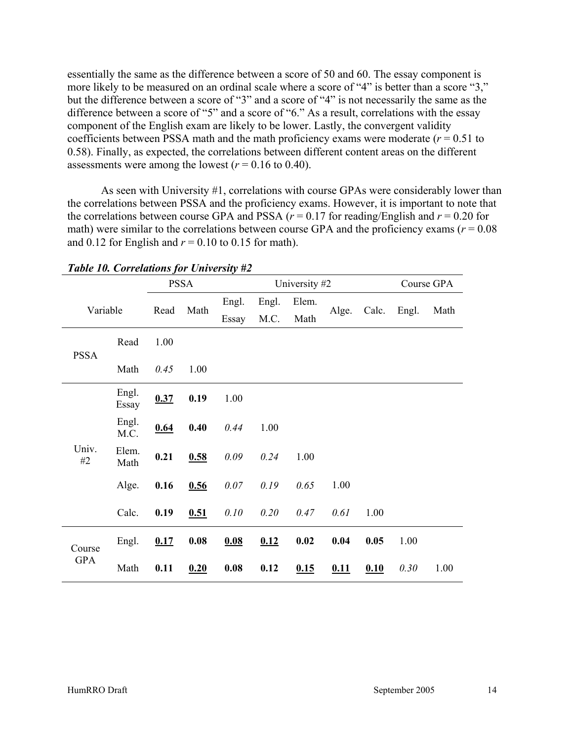essentially the same as the difference between a score of 50 and 60. The essay component is more likely to be measured on an ordinal scale where a score of "4" is better than a score "3," but the difference between a score of "3" and a score of "4" is not necessarily the same as the difference between a score of "5" and a score of "6." As a result, correlations with the essay component of the English exam are likely to be lower. Lastly, the convergent validity coefficients between PSSA math and the math proficiency exams were moderate ($r = 0.51$ to $0.58$). Finally, as expected, the correlations between different content areas on the different assessments were among the lowest ($r = 0.16$ to $0.40$).

As seen with University #1, correlations with course GPAs were considerably lower than the correlations between PSSA and the proficiency exams. However, it is important to note that the correlations between course GPA and PSSA ($r = 0.17$ for reading/English and $r = 0.20$ for math) were similar to the correlations between course GPA and the proficiency exams ($r = 0.08$ and $0.12$ for English and $r = 0.10$ to $0.15$ for math).

***Table 10. Correlations for University #2***

| Variable | | PSSA | | University #2 | | | | | Course GPA | |
|---|---|---|---|---|---|---|---|---|---|---|
| | | Read | Math | Engl. Essay | Engl. M.C. | Elem. Math | Alge. | Calc. | Engl. | Math |
| PSSA | Read | 1.00 | | | | | | | | |
| | Math | *0.45* | 1.00 | | | | | | | |
| Univ. #2 | Engl. Essay | **<u>0.37</u>** | **0.19** | 1.00 | | | | | | |
| | Engl. M.C. | **<u>0.64</u>** | **0.40** | *0.44* | 1.00 | | | | | |
| | Elem. Math | **0.21** | **<u>0.58</u>** | *0.09* | *0.24* | 1.00 | | | | |
| | Alge. | **0.16** | **<u>0.56</u>** | *0.07* | *0.19* | *0.65* | 1.00 | | | |
| | Calc. | **0.19** | **<u>0.51</u>** | *0.10* | *0.20* | *0.47* | *0.61* | 1.00 | | |
| Course GPA | Engl. | **<u>0.17</u>** | **0.08** | **<u>0.08</u>** | **<u>0.12</u>** | **0.02** | **0.04** | **0.05** | 1.00 | |
| | Math | **0.11** | **<u>0.20</u>** | **0.08** | **0.12** | **<u>0.15</u>** | **<u>0.11</u>** | **<u>0.10</u>** | *0.30* | 1.00 |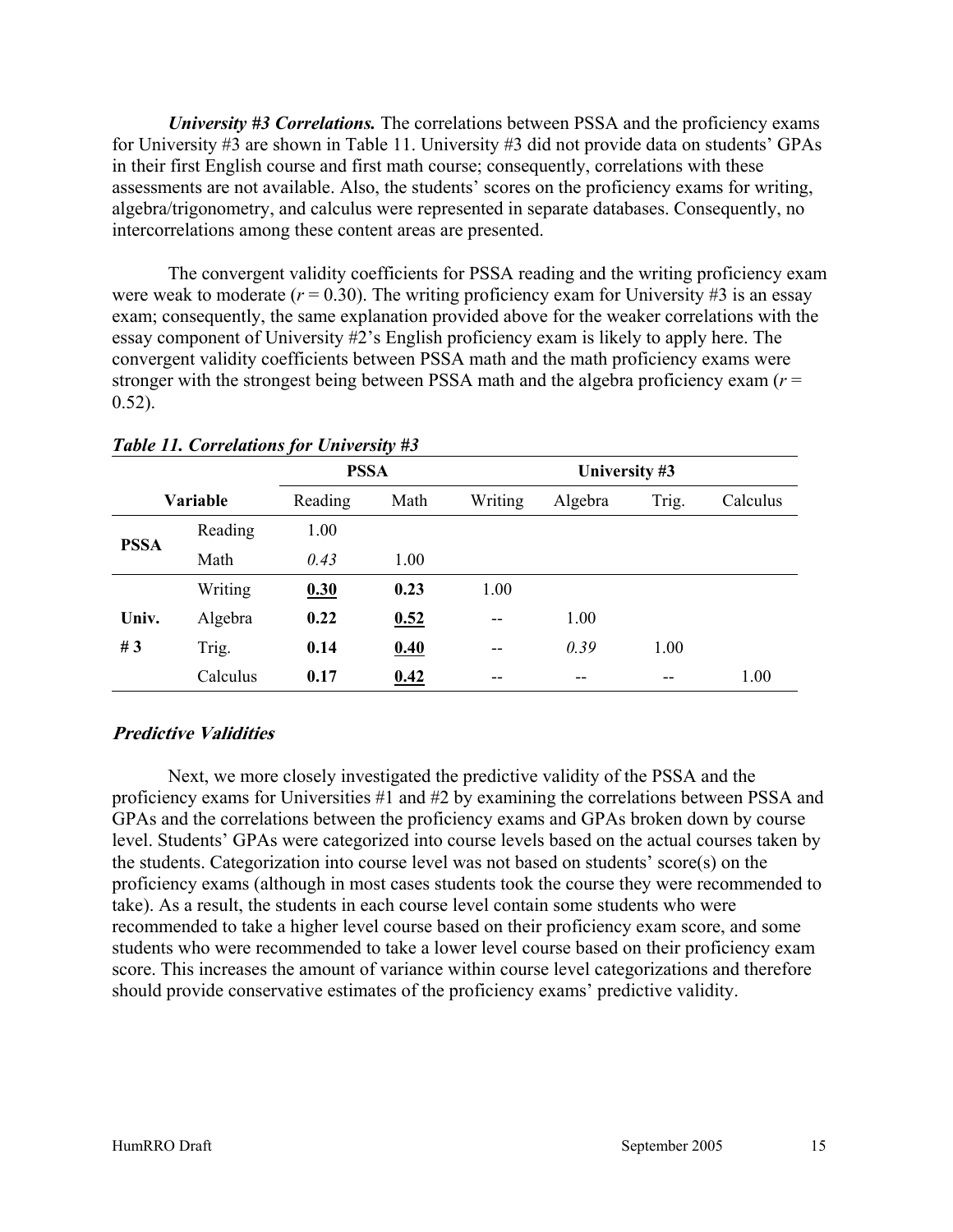***University #3 Correlations.*** The correlations between PSSA and the proficiency exams for University #3 are shown in Table 11. University #3 did not provide data on students' GPAs in their first English course and first math course; consequently, correlations with these assessments are not available. Also, the students' scores on the proficiency exams for writing, algebra/trigonometry, and calculus were represented in separate databases. Consequently, no intercorrelations among these content areas are presented.

The convergent validity coefficients for PSSA reading and the writing proficiency exam were weak to moderate ($r = 0.30$). The writing proficiency exam for University #3 is an essay exam; consequently, the same explanation provided above for the weaker correlations with the essay component of University #2's English proficiency exam is likely to apply here. The convergent validity coefficients between PSSA math and the math proficiency exams were stronger with the strongest being between PSSA math and the algebra proficiency exam ($r = 0.52$).

***Table 11. Correlations for University #3***

| | | PSSA | | University #3 | | | |
|---|---|---|---|---|---|---|---|
| **Variable** | | Reading | Math | Writing | Algebra | Trig. | Calculus |
| **PSSA** | Reading | 1.00 | | | | | |
| | Math | *0.43* | 1.00 | | | | |
| **Univ. # 3** | Writing | **<u>0.30</u>** | **0.23** | 1.00 | | | |
| | Algebra | **0.22** | **<u>0.52</u>** | -- | 1.00 | | |
| | Trig. | **0.14** | **<u>0.40</u>** | -- | *0.39* | 1.00 | |
| | Calculus | **0.17** | **<u>0.42</u>** | -- | -- | -- | 1.00 |

### *Predictive Validities*

Next, we more closely investigated the predictive validity of the PSSA and the proficiency exams for Universities #1 and #2 by examining the correlations between PSSA and GPAs and the correlations between the proficiency exams and GPAs broken down by course level. Students' GPAs were categorized into course levels based on the actual courses taken by the students. Categorization into course level was not based on students' score(s) on the proficiency exams (although in most cases students took the course they were recommended to take). As a result, the students in each course level contain some students who were recommended to take a higher level course based on their proficiency exam score, and some students who were recommended to take a lower level course based on their proficiency exam score. This increases the amount of variance within course level categorizations and therefore should provide conservative estimates of the proficiency exams' predictive validity.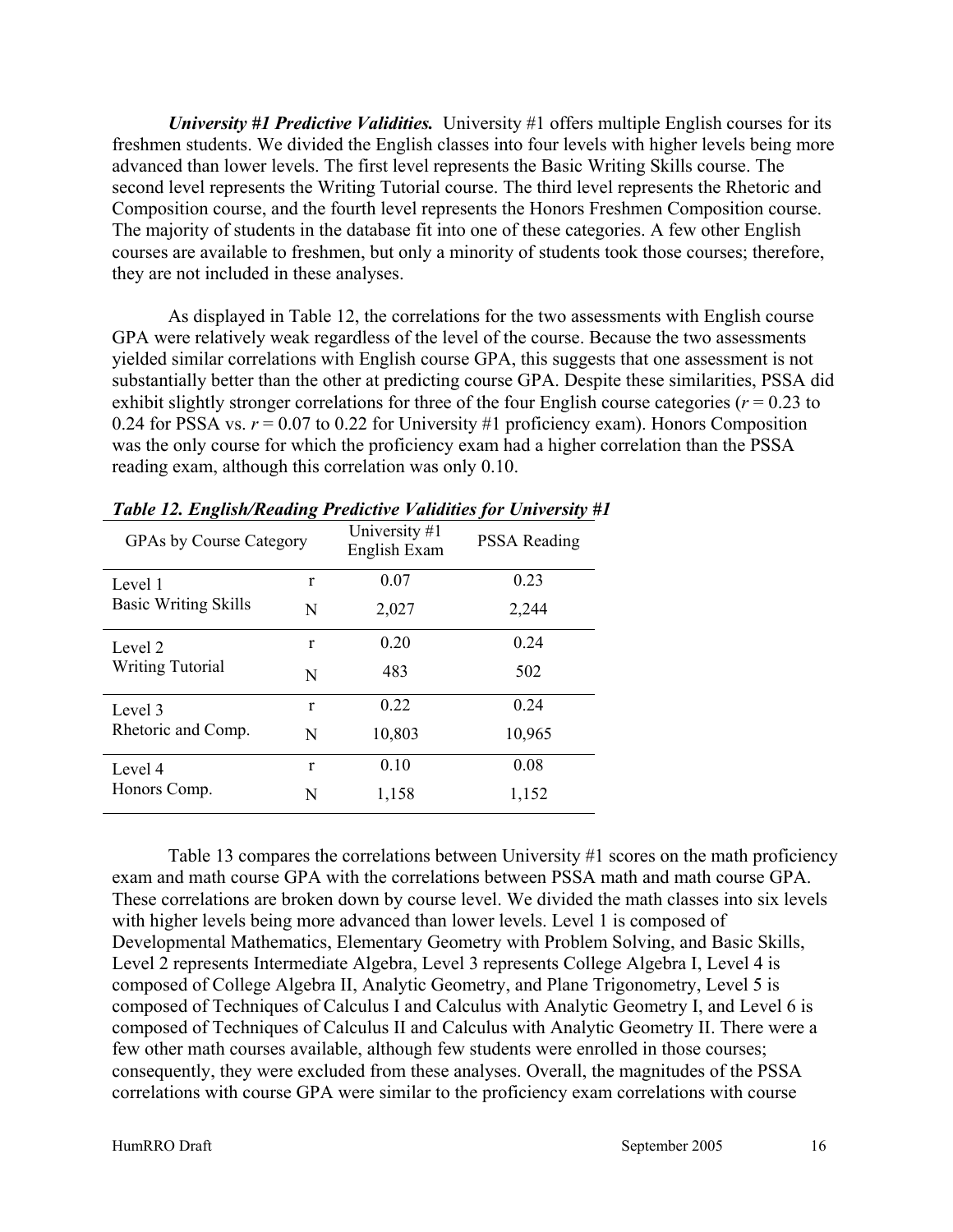***University #1 Predictive Validities.*** University #1 offers multiple English courses for its freshmen students. We divided the English classes into four levels with higher levels being more advanced than lower levels. The first level represents the Basic Writing Skills course. The second level represents the Writing Tutorial course. The third level represents the Rhetoric and Composition course, and the fourth level represents the Honors Freshmen Composition course. The majority of students in the database fit into one of these categories. A few other English courses are available to freshmen, but only a minority of students took those courses; therefore, they are not included in these analyses.

As displayed in Table 12, the correlations for the two assessments with English course GPA were relatively weak regardless of the level of the course. Because the two assessments yielded similar correlations with English course GPA, this suggests that one assessment is not substantially better than the other at predicting course GPA. Despite these similarities, PSSA did exhibit slightly stronger correlations for three of the four English course categories ($r$ = 0.23 to 0.24 for PSSA vs. $r$ = 0.07 to 0.22 for University #1 proficiency exam). Honors Composition was the only course for which the proficiency exam had a higher correlation than the PSSA reading exam, although this correlation was only 0.10.

***Table 12. English/Reading Predictive Validities for University #1***

| GPAs by Course Category | | University #1 English Exam | PSSA Reading |
|---|---|---|---|
| Level 1 Basic Writing Skills | r | 0.07 | 0.23 |
| | N | 2,027 | 2,244 |
| Level 2 Writing Tutorial | r | 0.20 | 0.24 |
| | N | 483 | 502 |
| Level 3 Rhetoric and Comp. | r | 0.22 | 0.24 |
| | N | 10,803 | 10,965 |
| Level 4 Honors Comp. | r | 0.10 | 0.08 |
| | N | 1,158 | 1,152 |

Table 13 compares the correlations between University #1 scores on the math proficiency exam and math course GPA with the correlations between PSSA math and math course GPA. These correlations are broken down by course level. We divided the math classes into six levels with higher levels being more advanced than lower levels. Level 1 is composed of Developmental Mathematics, Elementary Geometry with Problem Solving, and Basic Skills, Level 2 represents Intermediate Algebra, Level 3 represents College Algebra I, Level 4 is composed of College Algebra II, Analytic Geometry, and Plane Trigonometry, Level 5 is composed of Techniques of Calculus I and Calculus with Analytic Geometry I, and Level 6 is composed of Techniques of Calculus II and Calculus with Analytic Geometry II. There were a few other math courses available, although few students were enrolled in those courses; consequently, they were excluded from these analyses. Overall, the magnitudes of the PSSA correlations with course GPA were similar to the proficiency exam correlations with course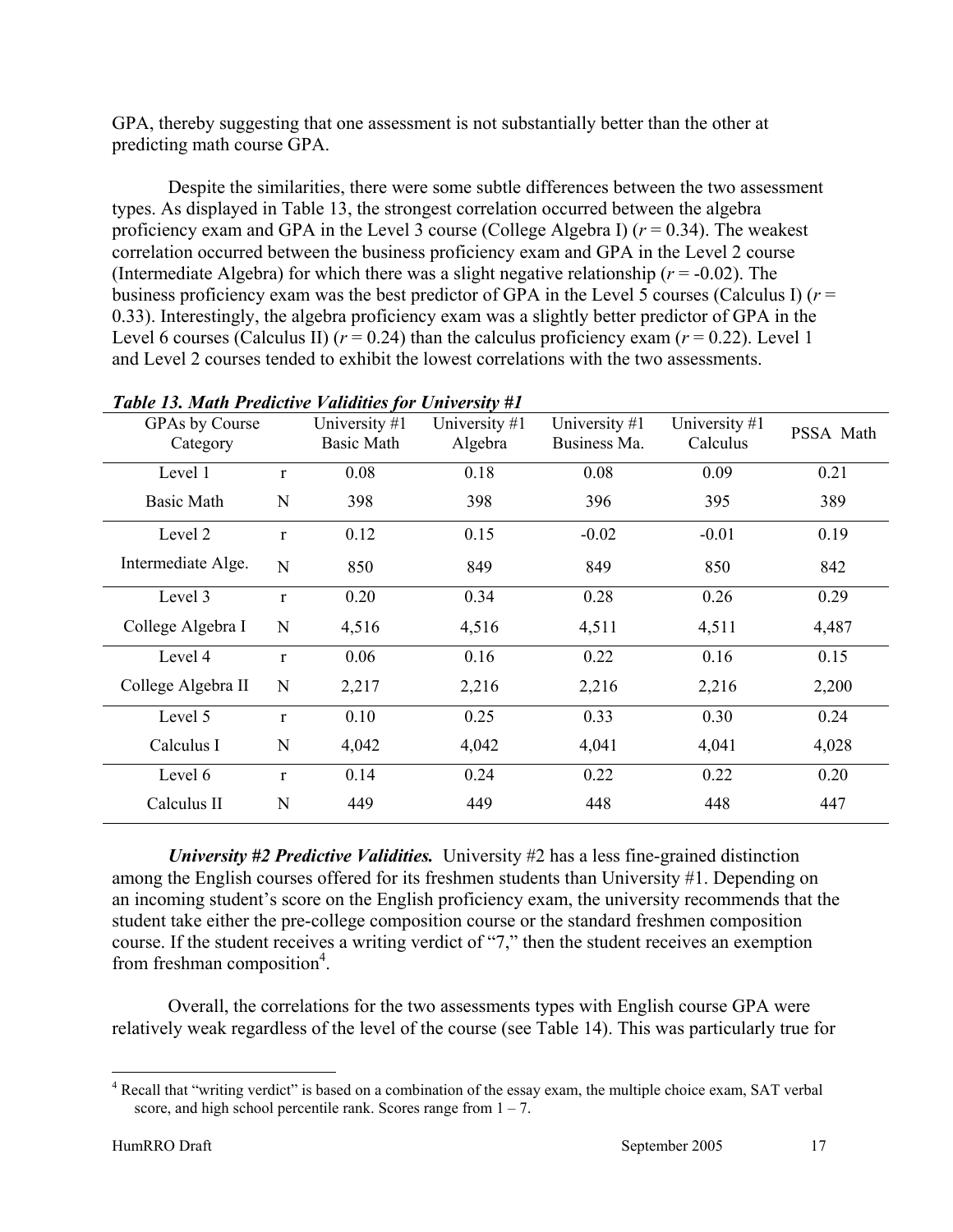GPA, thereby suggesting that one assessment is not substantially better than the other at predicting math course GPA.

Despite the similarities, there were some subtle differences between the two assessment types. As displayed in Table 13, the strongest correlation occurred between the algebra proficiency exam and GPA in the Level 3 course (College Algebra I) ($r$ = 0.34). The weakest correlation occurred between the business proficiency exam and GPA in the Level 2 course (Intermediate Algebra) for which there was a slight negative relationship ($r$ = -0.02). The business proficiency exam was the best predictor of GPA in the Level 5 courses (Calculus I) ($r$ = 0.33). Interestingly, the algebra proficiency exam was a slightly better predictor of GPA in the Level 6 courses (Calculus II) ($r$ = 0.24) than the calculus proficiency exam ($r$ = 0.22). Level 1 and Level 2 courses tended to exhibit the lowest correlations with the two assessments.

***Table 13. Math Predictive Validities for University #1***

| GPAs by Course Category | | University #1 Basic Math | University #1 Algebra | University #1 Business Ma. | University #1 Calculus | PSSA Math |
|---|---|---|---|---|---|---|
| Level 1 | r | 0.08 | 0.18 | 0.08 | 0.09 | 0.21 |
| Basic Math | N | 398 | 398 | 396 | 395 | 389 |
| Level 2 | r | 0.12 | 0.15 | -0.02 | -0.01 | 0.19 |
| Intermediate Alge. | N | 850 | 849 | 849 | 850 | 842 |
| Level 3 | r | 0.20 | 0.34 | 0.28 | 0.26 | 0.29 |
| College Algebra I | N | 4,516 | 4,516 | 4,511 | 4,511 | 4,487 |
| Level 4 | r | 0.06 | 0.16 | 0.22 | 0.16 | 0.15 |
| College Algebra II | N | 2,217 | 2,216 | 2,216 | 2,216 | 2,200 |
| Level 5 | r | 0.10 | 0.25 | 0.33 | 0.30 | 0.24 |
| Calculus I | N | 4,042 | 4,042 | 4,041 | 4,041 | 4,028 |
| Level 6 | r | 0.14 | 0.24 | 0.22 | 0.22 | 0.20 |
| Calculus II | N | 449 | 449 | 448 | 448 | 447 |

***University #2 Predictive Validities.*** University #2 has a less fine-grained distinction among the English courses offered for its freshmen students than University #1. Depending on an incoming student's score on the English proficiency exam, the university recommends that the student take either the pre-college composition course or the standard freshmen composition course. If the student receives a writing verdict of "7," then the student receives an exemption from freshman composition[4].

Overall, the correlations for the two assessments types with English course GPA were relatively weak regardless of the level of the course (see Table 14). This was particularly true for

[4] Recall that "writing verdict" is based on a combination of the essay exam, the multiple choice exam, SAT verbal score, and high school percentile rank. Scores range from 1 – 7.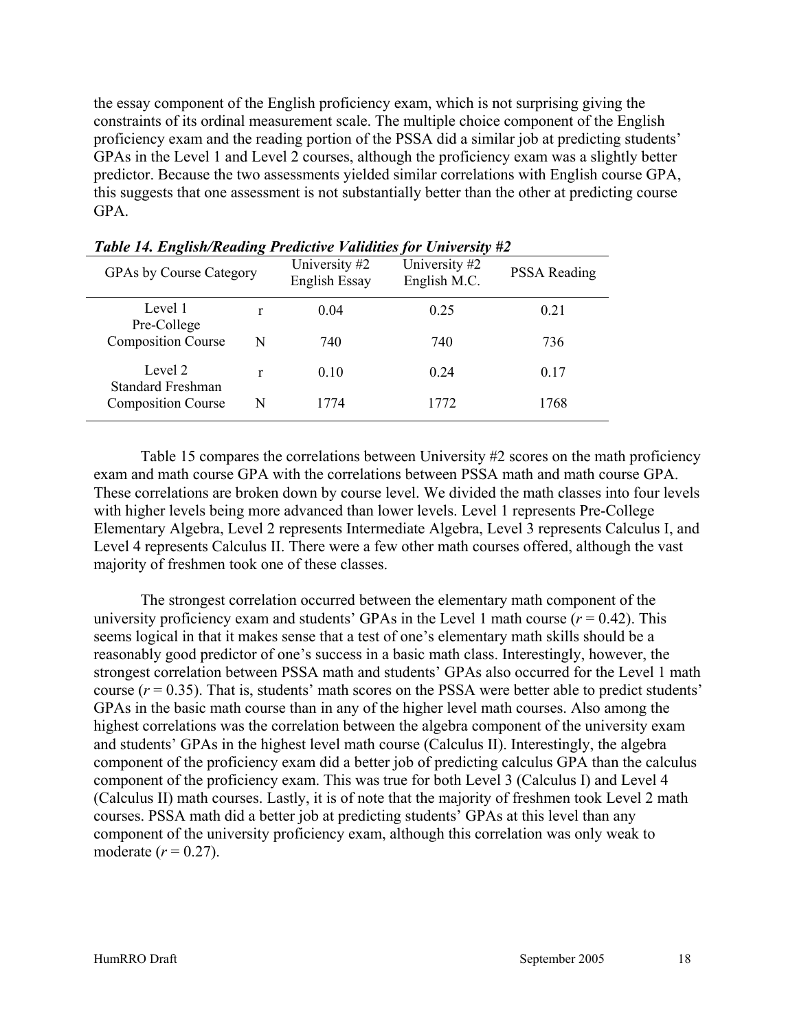the essay component of the English proficiency exam, which is not surprising giving the constraints of its ordinal measurement scale. The multiple choice component of the English proficiency exam and the reading portion of the PSSA did a similar job at predicting students' GPAs in the Level 1 and Level 2 courses, although the proficiency exam was a slightly better predictor. Because the two assessments yielded similar correlations with English course GPA, this suggests that one assessment is not substantially better than the other at predicting course GPA.

***Table 14. English/Reading Predictive Validities for University #2***

| GPAs by Course Category | | University #2 English Essay | University #2 English M.C. | PSSA Reading |
|---|---|---|---|---|
| Level 1 Pre-College Composition Course | r | 0.04 | 0.25 | 0.21 |
| | N | 740 | 740 | 736 |
| Level 2 Standard Freshman Composition Course | r | 0.10 | 0.24 | 0.17 |
| | N | 1774 | 1772 | 1768 |

Table 15 compares the correlations between University #2 scores on the math proficiency exam and math course GPA with the correlations between PSSA math and math course GPA. These correlations are broken down by course level. We divided the math classes into four levels with higher levels being more advanced than lower levels. Level 1 represents Pre-College Elementary Algebra, Level 2 represents Intermediate Algebra, Level 3 represents Calculus I, and Level 4 represents Calculus II. There were a few other math courses offered, although the vast majority of freshmen took one of these classes.

The strongest correlation occurred between the elementary math component of the university proficiency exam and students' GPAs in the Level 1 math course ($r = 0.42$). This seems logical in that it makes sense that a test of one's elementary math skills should be a reasonably good predictor of one's success in a basic math class. Interestingly, however, the strongest correlation between PSSA math and students' GPAs also occurred for the Level 1 math course ($r = 0.35$). That is, students' math scores on the PSSA were better able to predict students' GPAs in the basic math course than in any of the higher level math courses. Also among the highest correlations was the correlation between the algebra component of the university exam and students' GPAs in the highest level math course (Calculus II). Interestingly, the algebra component of the proficiency exam did a better job of predicting calculus GPA than the calculus component of the proficiency exam. This was true for both Level 3 (Calculus I) and Level 4 (Calculus II) math courses. Lastly, it is of note that the majority of freshmen took Level 2 math courses. PSSA math did a better job at predicting students' GPAs at this level than any component of the university proficiency exam, although this correlation was only weak to moderate ($r = 0.27$).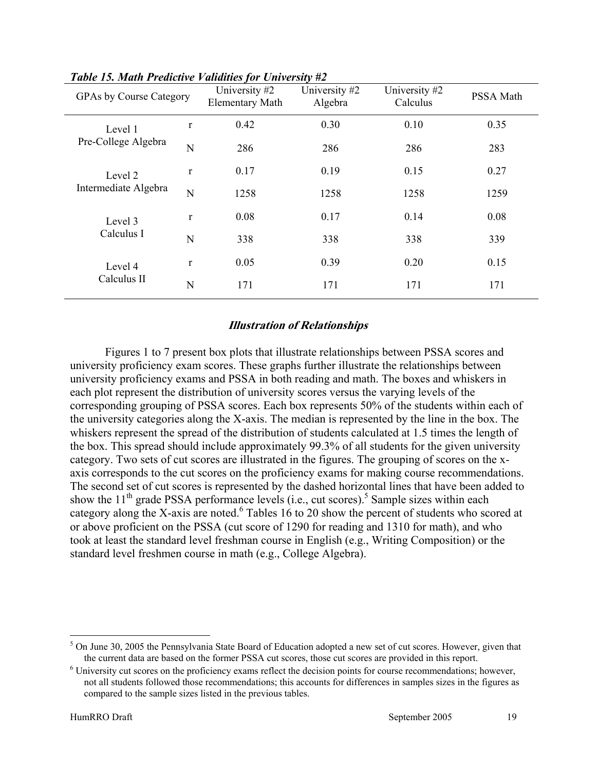***Table 15. Math Predictive Validities for University #2***

| GPAs by Course Category | | University #2 Elementary Math | University #2 Algebra | University #2 Calculus | PSSA Math |
|---|---|---|---|---|---|
| Level 1 Pre-College Algebra | r | 0.42 | 0.30 | 0.10 | 0.35 |
| | N | 286 | 286 | 286 | 283 |
| Level 2 Intermediate Algebra | r | 0.17 | 0.19 | 0.15 | 0.27 |
| | N | 1258 | 1258 | 1258 | 1259 |
| Level 3 Calculus I | r | 0.08 | 0.17 | 0.14 | 0.08 |
| | N | 338 | 338 | 338 | 339 |
| Level 4 Calculus II | r | 0.05 | 0.39 | 0.20 | 0.15 |
| | N | 171 | 171 | 171 | 171 |

### *Illustration of Relationships*

Figures 1 to 7 present box plots that illustrate relationships between PSSA scores and university proficiency exam scores. These graphs further illustrate the relationships between university proficiency exams and PSSA in both reading and math. The boxes and whiskers in each plot represent the distribution of university scores versus the varying levels of the corresponding grouping of PSSA scores. Each box represents 50% of the students within each of the university categories along the X-axis. The median is represented by the line in the box. The whiskers represent the spread of the distribution of students calculated at 1.5 times the length of the box. This spread should include approximately 99.3% of all students for the given university category. Two sets of cut scores are illustrated in the figures. The grouping of scores on the x-axis corresponds to the cut scores on the proficiency exams for making course recommendations. The second set of cut scores is represented by the dashed horizontal lines that have been added to show the 11th grade PSSA performance levels (i.e., cut scores).[5] Sample sizes within each category along the X-axis are noted.[6] Tables 16 to 20 show the percent of students who scored at or above proficient on the PSSA (cut score of 1290 for reading and 1310 for math), and who took at least the standard level freshman course in English (e.g., Writing Composition) or the standard level freshmen course in math (e.g., College Algebra).

---

[5] On June 30, 2005 the Pennsylvania State Board of Education adopted a new set of cut scores. However, given that the current data are based on the former PSSA cut scores, those cut scores are provided in this report.

[6] University cut scores on the proficiency exams reflect the decision points for course recommendations; however, not all students followed those recommendations; this accounts for differences in samples sizes in the figures as compared to the sample sizes listed in the previous tables.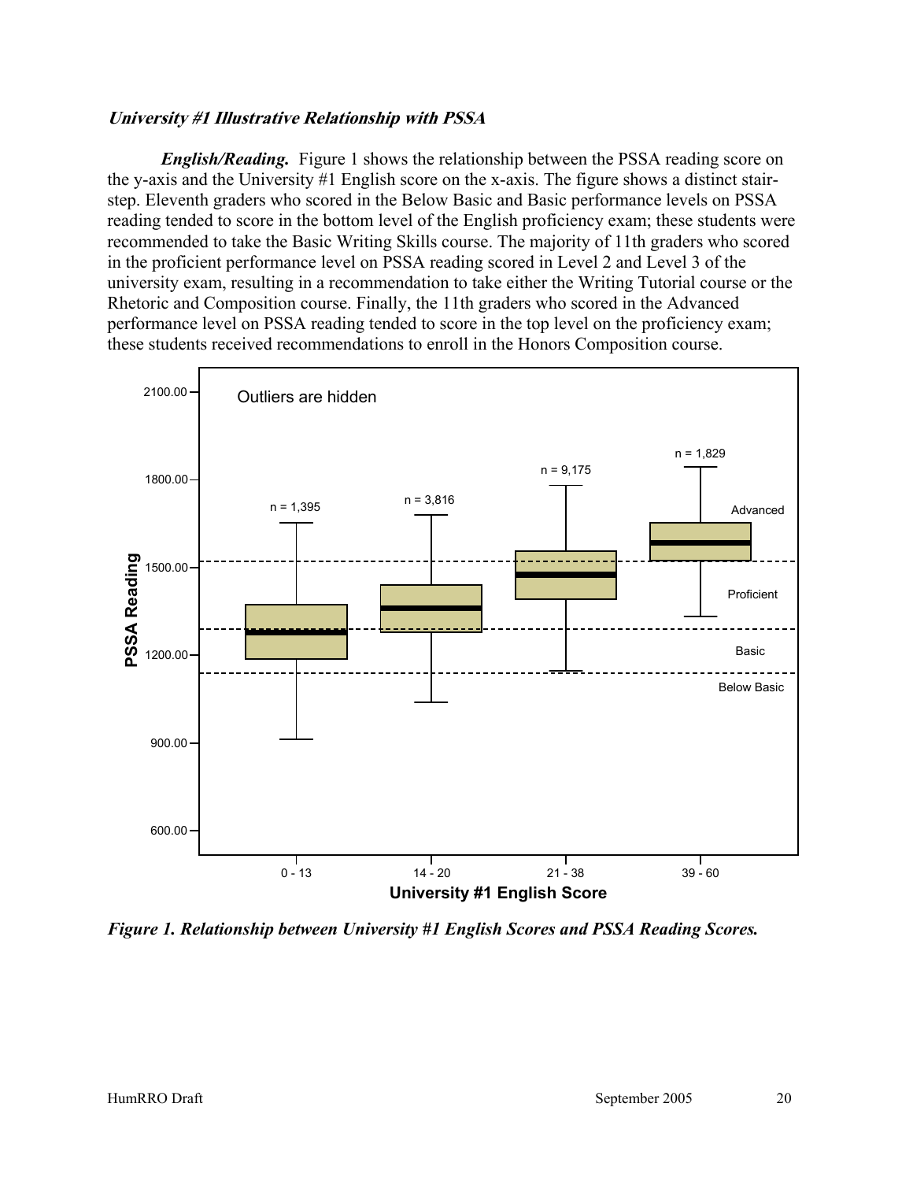***University #1 Illustrative Relationship with PSSA***

***English/Reading.*** Figure 1 shows the relationship between the PSSA reading score on the y-axis and the University #1 English score on the x-axis. The figure shows a distinct stair-step. Eleventh graders who scored in the Below Basic and Basic performance levels on PSSA reading tended to score in the bottom level of the English proficiency exam; these students were recommended to take the Basic Writing Skills course. The majority of 11th graders who scored in the proficient performance level on PSSA reading scored in Level 2 and Level 3 of the university exam, resulting in a recommendation to take either the Writing Tutorial course or the Rhetoric and Composition course. Finally, the 11th graders who scored in the Advanced performance level on PSSA reading tended to score in the top level on the proficiency exam; these students received recommendations to enroll in the Honors Composition course.

***Figure 1. Relationship between University #1 English Scores and PSSA Reading Scores.***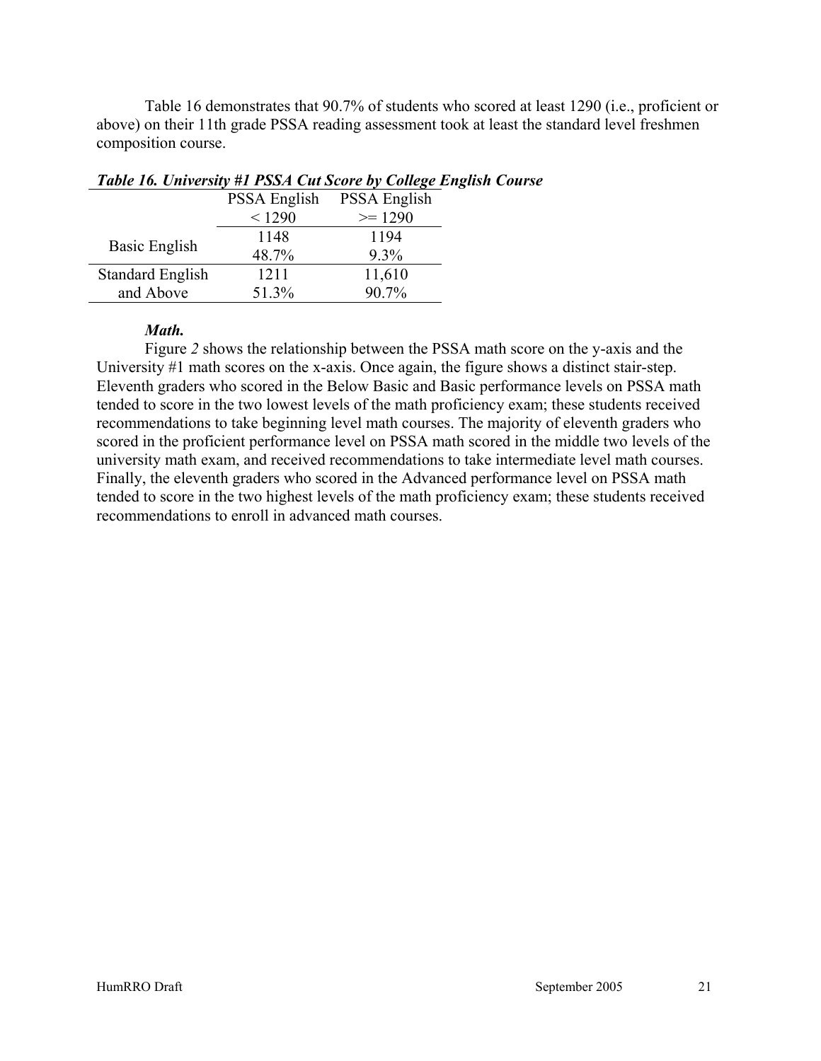Table 16 demonstrates that 90.7% of students who scored at least 1290 (i.e., proficient or above) on their 11th grade PSSA reading assessment took at least the standard level freshmen composition course.

***Table 16. University #1 PSSA Cut Score by College English Course***

| | PSSA English < 1290 | PSSA English >= 1290 |
|---|---|---|
| Basic English | 1148<br>48.7% | 1194<br>9.3% |
| Standard English and Above | 1211<br>51.3% | 11,610<br>90.7% |

***Math.***

Figure *2* shows the relationship between the PSSA math score on the y-axis and the University #1 math scores on the x-axis. Once again, the figure shows a distinct stair-step. Eleventh graders who scored in the Below Basic and Basic performance levels on PSSA math tended to score in the two lowest levels of the math proficiency exam; these students received recommendations to take beginning level math courses. The majority of eleventh graders who scored in the proficient performance level on PSSA math scored in the middle two levels of the university math exam, and received recommendations to take intermediate level math courses. Finally, the eleventh graders who scored in the Advanced performance level on PSSA math tended to score in the two highest levels of the math proficiency exam; these students received recommendations to enroll in advanced math courses.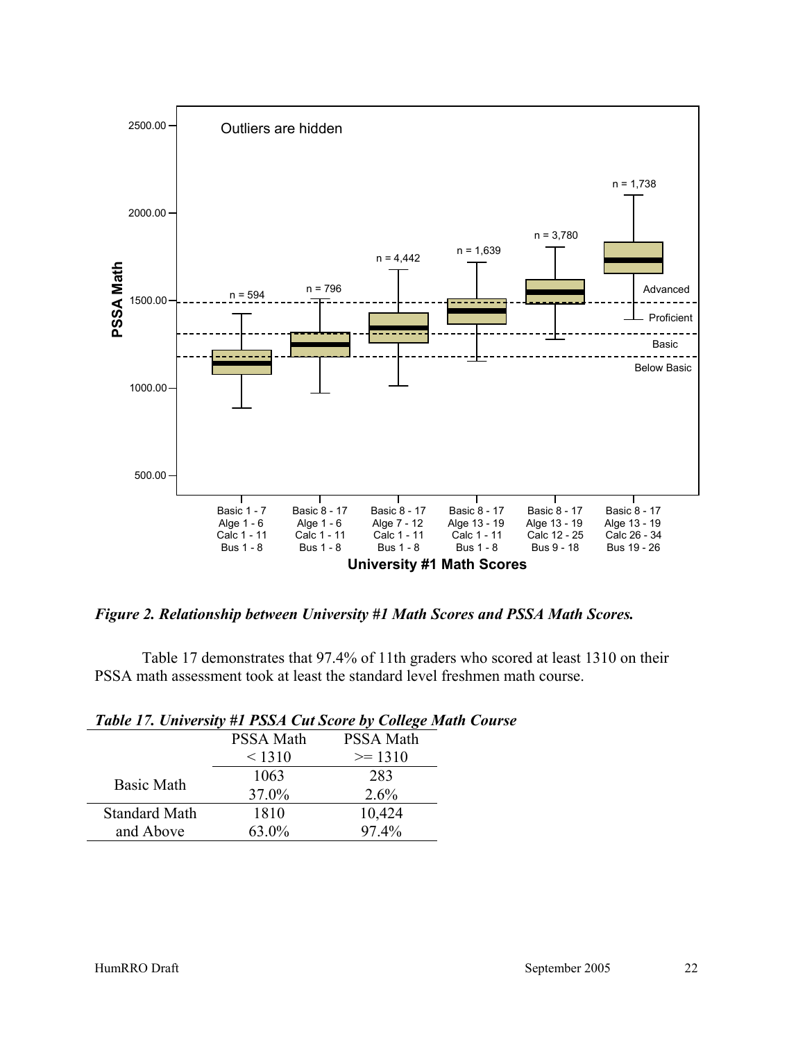*Figure 2. Relationship between University #1 Math Scores and PSSA Math Scores.*

Table 17 demonstrates that 97.4% of 11th graders who scored at least 1310 on their PSSA math assessment took at least the standard level freshmen math course.

***Table 17. University #1 PSSA Cut Score by College Math Course***

| | PSSA Math < 1310 | PSSA Math >= 1310 |
|---|---|---|
| Basic Math | 1063<br>37.0% | 283<br>2.6% |
| Standard Math and Above | 1810<br>63.0% | 10,424<br>97.4% |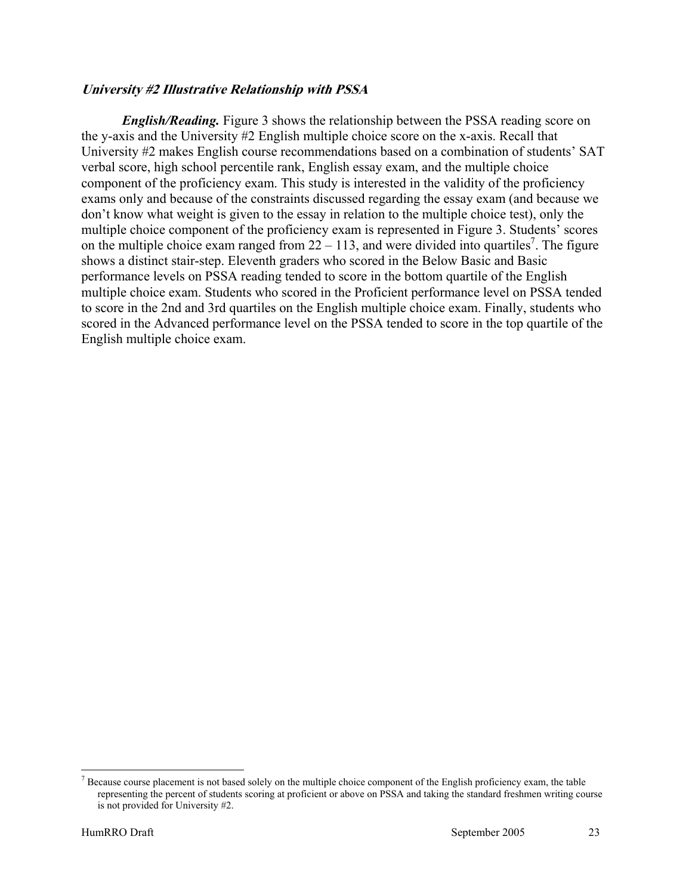### *University #2 Illustrative Relationship with PSSA*

***English/Reading.*** Figure 3 shows the relationship between the PSSA reading score on the y-axis and the University #2 English multiple choice score on the x-axis. Recall that University #2 makes English course recommendations based on a combination of students' SAT verbal score, high school percentile rank, English essay exam, and the multiple choice component of the proficiency exam. This study is interested in the validity of the proficiency exams only and because of the constraints discussed regarding the essay exam (and because we don't know what weight is given to the essay in relation to the multiple choice test), only the multiple choice component of the proficiency exam is represented in Figure 3. Students' scores on the multiple choice exam ranged from 22 – 113, and were divided into quartiles[7]. The figure shows a distinct stair-step. Eleventh graders who scored in the Below Basic and Basic performance levels on PSSA reading tended to score in the bottom quartile of the English multiple choice exam. Students who scored in the Proficient performance level on PSSA tended to score in the 2nd and 3rd quartiles on the English multiple choice exam. Finally, students who scored in the Advanced performance level on the PSSA tended to score in the top quartile of the English multiple choice exam.

---

[7] Because course placement is not based solely on the multiple choice component of the English proficiency exam, the table representing the percent of students scoring at proficient or above on PSSA and taking the standard freshmen writing course is not provided for University #2.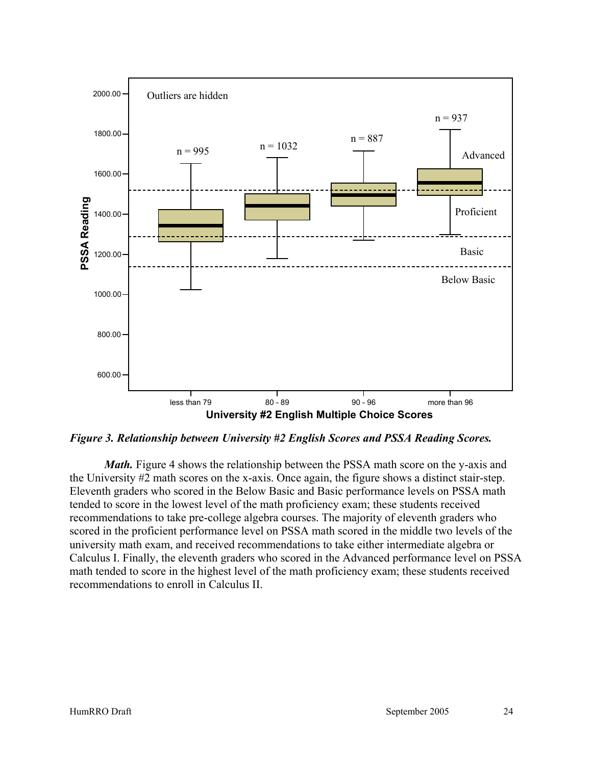*Figure 3. Relationship between University #2 English Scores and PSSA Reading Scores.*

***Math.*** Figure 4 shows the relationship between the PSSA math score on the y-axis and the University #2 math scores on the x-axis. Once again, the figure shows a distinct stair-step. Eleventh graders who scored in the Below Basic and Basic performance levels on PSSA math tended to score in the lowest level of the math proficiency exam; these students received recommendations to take pre-college algebra courses. The majority of eleventh graders who scored in the proficient performance level on PSSA math scored in the middle two levels of the university math exam, and received recommendations to take either intermediate algebra or Calculus I. Finally, the eleventh graders who scored in the Advanced performance level on PSSA math tended to score in the highest level of the math proficiency exam; these students received recommendations to enroll in Calculus II.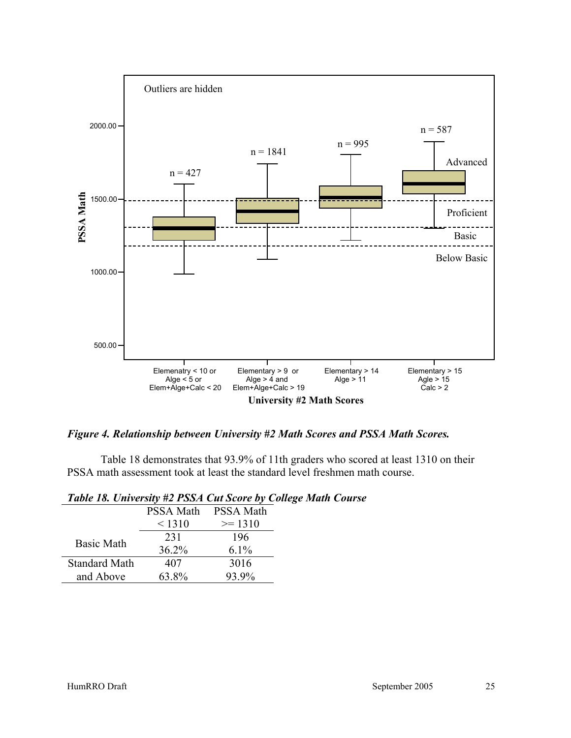*Figure 4. Relationship between University #2 Math Scores and PSSA Math Scores.*

Table 18 demonstrates that 93.9% of 11th graders who scored at least 1310 on their PSSA math assessment took at least the standard level freshmen math course.

***Table 18. University #2 PSSA Cut Score by College Math Course***

| | PSSA Math < 1310 | PSSA Math >= 1310 |
|---|---|---|
| Basic Math | 231<br>36.2% | 196<br>6.1% |
| Standard Math and Above | 407<br>63.8% | 3016<br>93.9% |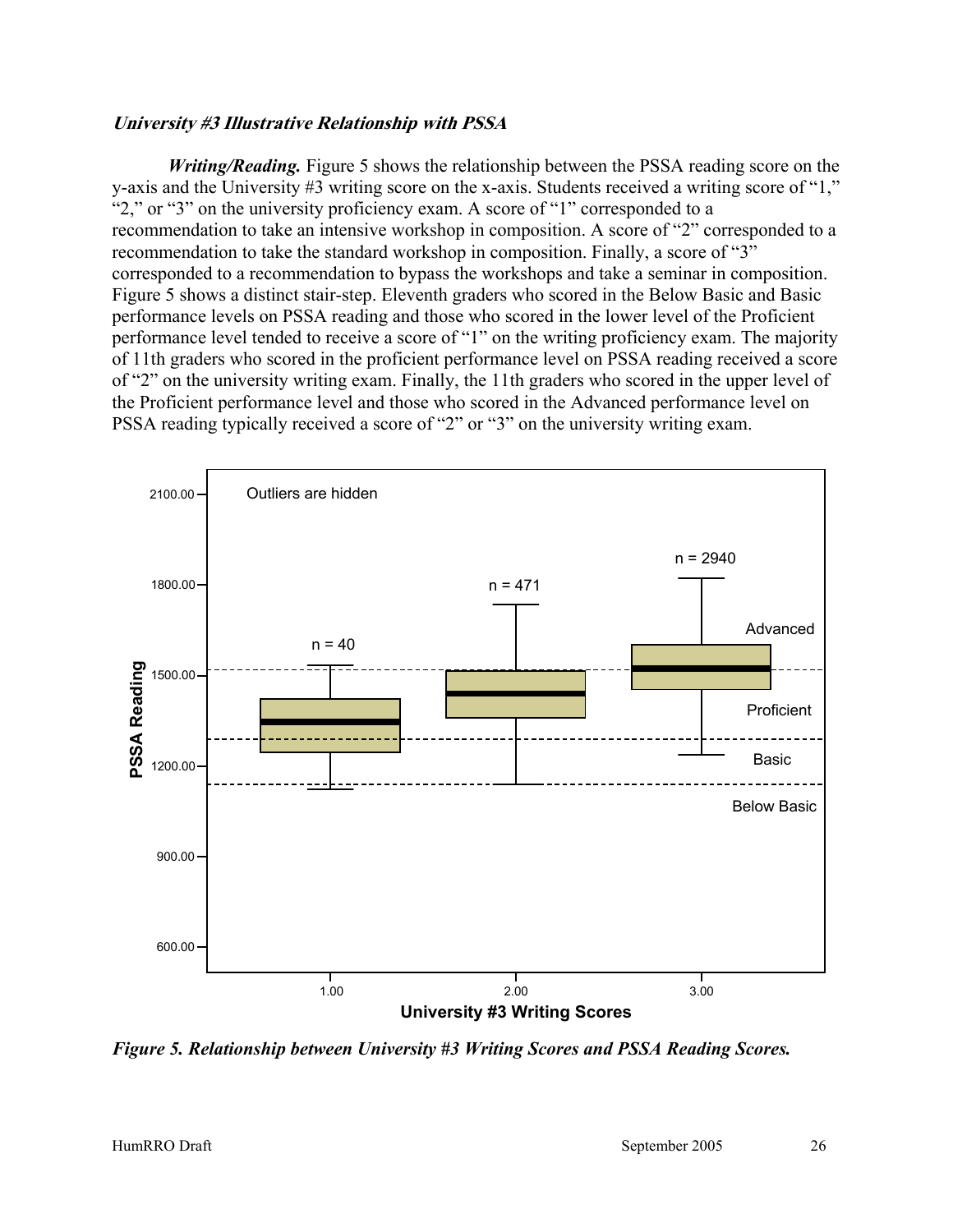### *University #3 Illustrative Relationship with PSSA*

***Writing/Reading.*** Figure 5 shows the relationship between the PSSA reading score on the y-axis and the University #3 writing score on the x-axis. Students received a writing score of "1," "2," or "3" on the university proficiency exam. A score of "1" corresponded to a recommendation to take an intensive workshop in composition. A score of "2" corresponded to a recommendation to take the standard workshop in composition. Finally, a score of "3" corresponded to a recommendation to bypass the workshops and take a seminar in composition. Figure 5 shows a distinct stair-step. Eleventh graders who scored in the Below Basic and Basic performance levels on PSSA reading and those who scored in the lower level of the Proficient performance level tended to receive a score of "1" on the writing proficiency exam. The majority of 11th graders who scored in the proficient performance level on PSSA reading received a score of "2" on the university writing exam. Finally, the 11th graders who scored in the upper level of the Proficient performance level and those who scored in the Advanced performance level on PSSA reading typically received a score of "2" or "3" on the university writing exam.

***Figure 5. Relationship between University #3 Writing Scores and PSSA Reading Scores.***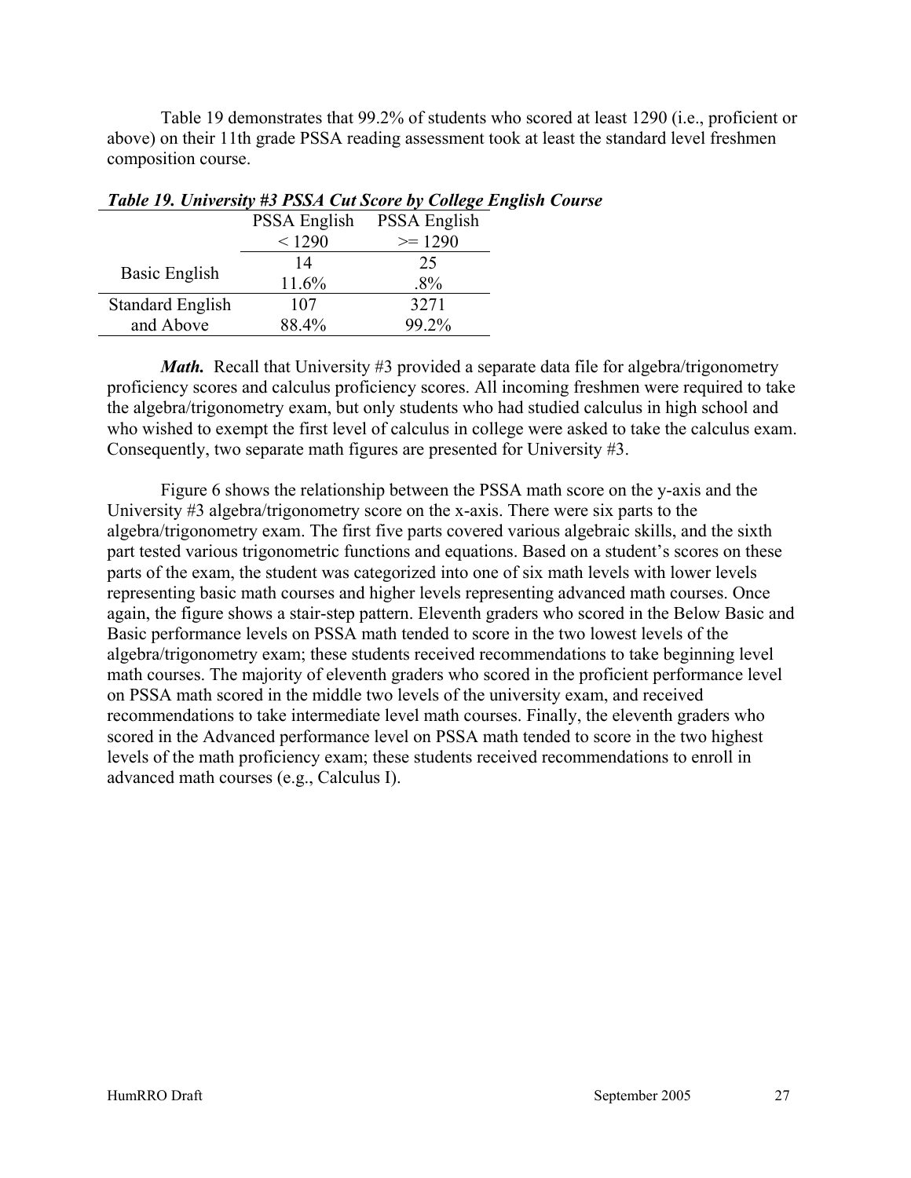Table 19 demonstrates that 99.2% of students who scored at least 1290 (i.e., proficient or above) on their 11th grade PSSA reading assessment took at least the standard level freshmen composition course.

***Table 19. University #3 PSSA Cut Score by College English Course***

| | PSSA English < 1290 | PSSA English >= 1290 |
|---|---|---|
| Basic English | 14<br>11.6% | 25<br>.8% |
| Standard English and Above | 107<br>88.4% | 3271<br>99.2% |

***Math.*** Recall that University #3 provided a separate data file for algebra/trigonometry proficiency scores and calculus proficiency scores. All incoming freshmen were required to take the algebra/trigonometry exam, but only students who had studied calculus in high school and who wished to exempt the first level of calculus in college were asked to take the calculus exam. Consequently, two separate math figures are presented for University #3.

Figure 6 shows the relationship between the PSSA math score on the y-axis and the University #3 algebra/trigonometry score on the x-axis. There were six parts to the algebra/trigonometry exam. The first five parts covered various algebraic skills, and the sixth part tested various trigonometric functions and equations. Based on a student's scores on these parts of the exam, the student was categorized into one of six math levels with lower levels representing basic math courses and higher levels representing advanced math courses. Once again, the figure shows a stair-step pattern. Eleventh graders who scored in the Below Basic and Basic performance levels on PSSA math tended to score in the two lowest levels of the algebra/trigonometry exam; these students received recommendations to take beginning level math courses. The majority of eleventh graders who scored in the proficient performance level on PSSA math scored in the middle two levels of the university exam, and received recommendations to take intermediate level math courses. Finally, the eleventh graders who scored in the Advanced performance level on PSSA math tended to score in the two highest levels of the math proficiency exam; these students received recommendations to enroll in advanced math courses (e.g., Calculus I).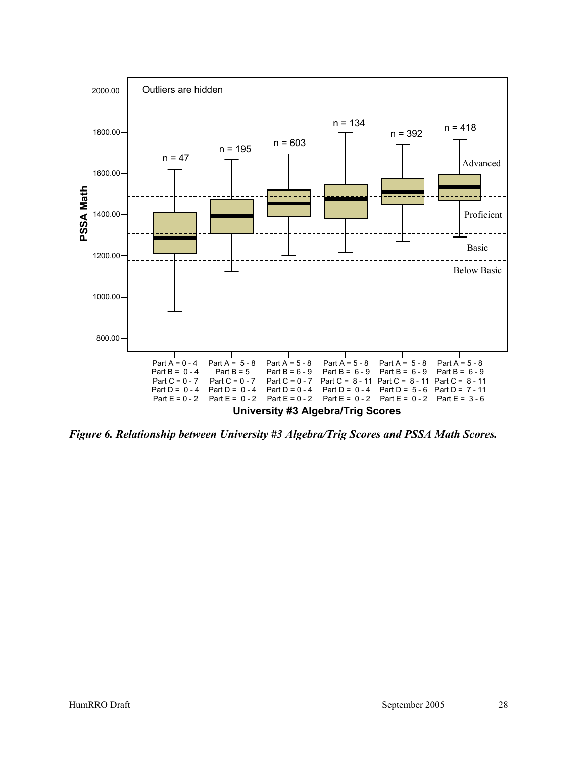*Figure 6. Relationship between University #3 Algebra/Trig Scores and PSSA Math Scores.*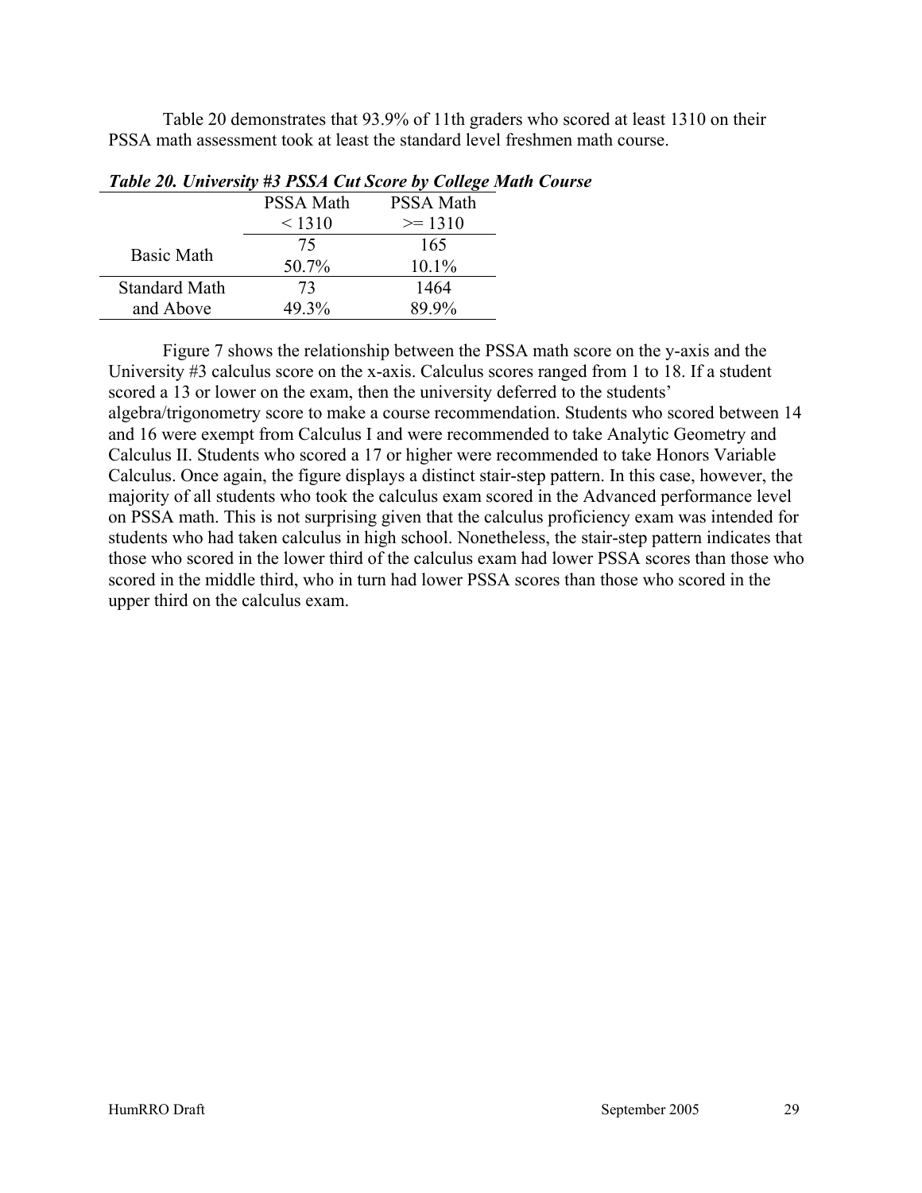Table 20 demonstrates that 93.9% of 11th graders who scored at least 1310 on their PSSA math assessment took at least the standard level freshmen math course.

***Table 20. University #3 PSSA Cut Score by College Math Course***

| | PSSA Math < 1310 | PSSA Math >= 1310 |
|---|---|---|
| Basic Math | 75<br>50.7% | 165<br>10.1% |
| Standard Math and Above | 73<br>49.3% | 1464<br>89.9% |

Figure 7 shows the relationship between the PSSA math score on the y-axis and the University #3 calculus score on the x-axis. Calculus scores ranged from 1 to 18. If a student scored a 13 or lower on the exam, then the university deferred to the students' algebra/trigonometry score to make a course recommendation. Students who scored between 14 and 16 were exempt from Calculus I and were recommended to take Analytic Geometry and Calculus II. Students who scored a 17 or higher were recommended to take Honors Variable Calculus. Once again, the figure displays a distinct stair-step pattern. In this case, however, the majority of all students who took the calculus exam scored in the Advanced performance level on PSSA math. This is not surprising given that the calculus proficiency exam was intended for students who had taken calculus in high school. Nonetheless, the stair-step pattern indicates that those who scored in the lower third of the calculus exam had lower PSSA scores than those who scored in the middle third, who in turn had lower PSSA scores than those who scored in the upper third on the calculus exam.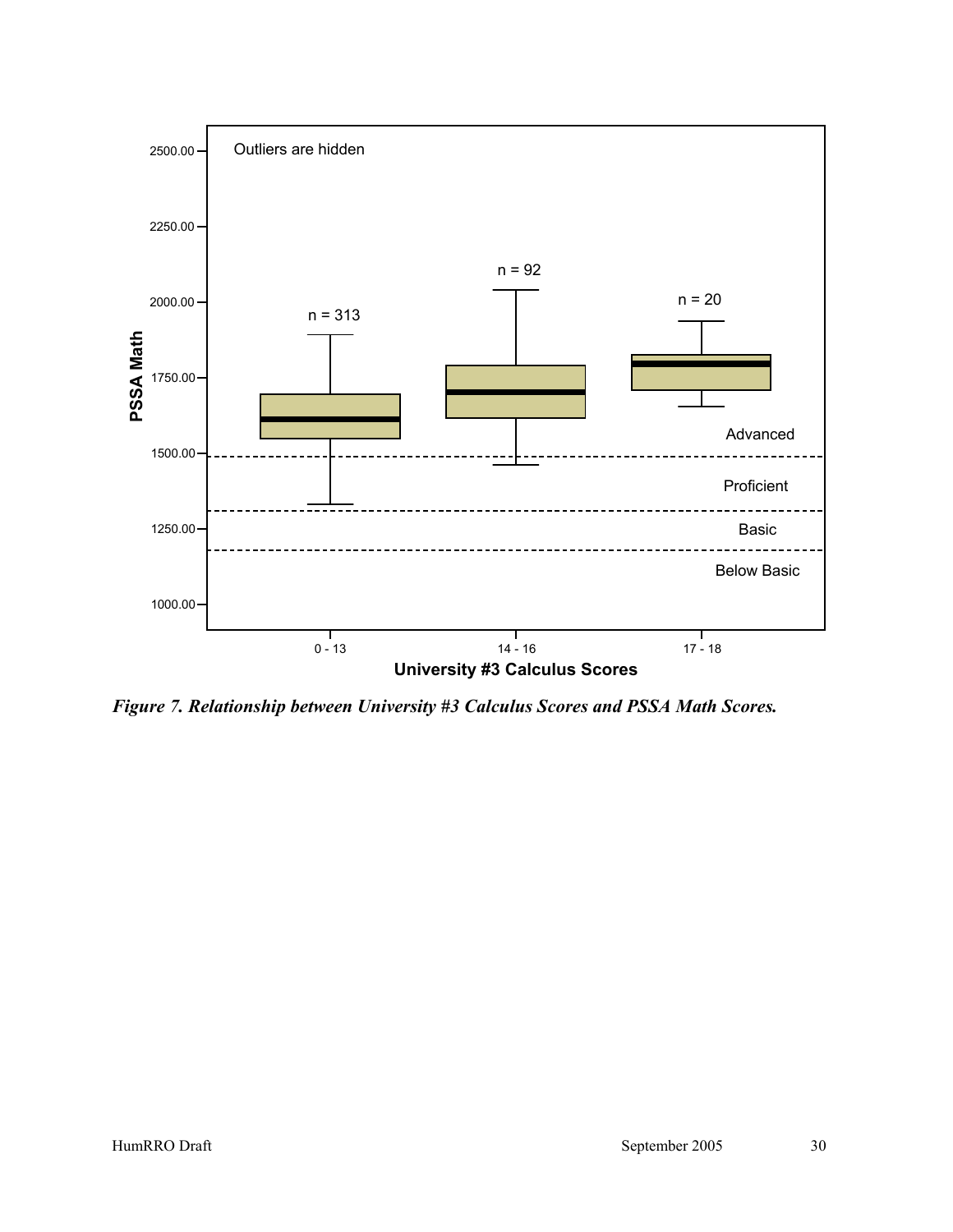*Figure 7. Relationship between University #3 Calculus Scores and PSSA Math Scores.*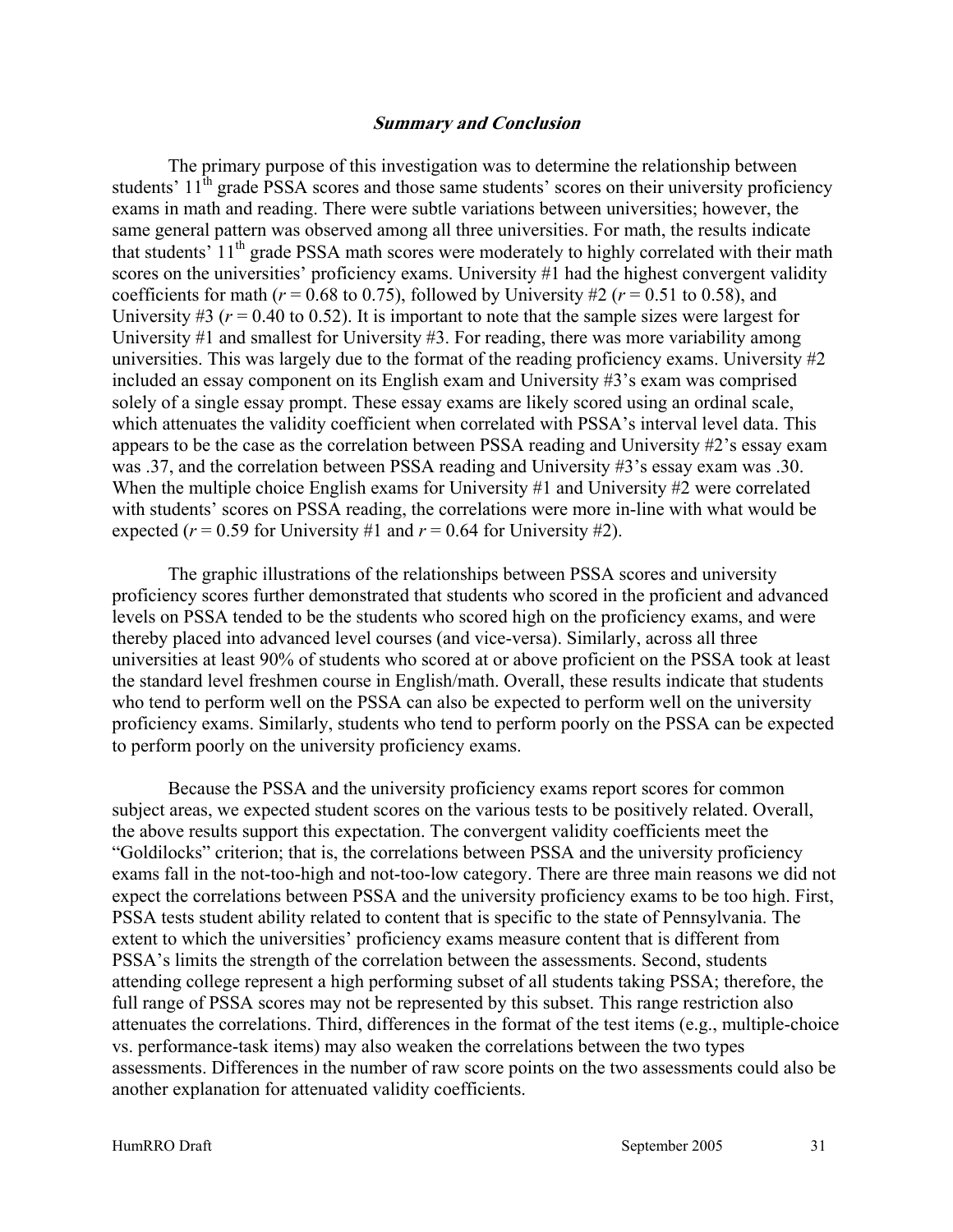### ***Summary and Conclusion***

The primary purpose of this investigation was to determine the relationship between students' $11^{th}$ grade PSSA scores and those same students' scores on their university proficiency exams in math and reading. There were subtle variations between universities; however, the same general pattern was observed among all three universities. For math, the results indicate that students' $11^{th}$ grade PSSA math scores were moderately to highly correlated with their math scores on the universities' proficiency exams. University #1 had the highest convergent validity coefficients for math ($r = 0.68$ to $0.75$), followed by University #2 ($r = 0.51$ to $0.58$), and University #3 ($r = 0.40$ to $0.52$). It is important to note that the sample sizes were largest for University #1 and smallest for University #3. For reading, there was more variability among universities. This was largely due to the format of the reading proficiency exams. University #2 included an essay component on its English exam and University #3's exam was comprised solely of a single essay prompt. These essay exams are likely scored using an ordinal scale, which attenuates the validity coefficient when correlated with PSSA's interval level data. This appears to be the case as the correlation between PSSA reading and University #2's essay exam was .37, and the correlation between PSSA reading and University #3's essay exam was .30. When the multiple choice English exams for University #1 and University #2 were correlated with students' scores on PSSA reading, the correlations were more in-line with what would be expected ($r = 0.59$ for University #1 and $r = 0.64$ for University #2).

The graphic illustrations of the relationships between PSSA scores and university proficiency scores further demonstrated that students who scored in the proficient and advanced levels on PSSA tended to be the students who scored high on the proficiency exams, and were thereby placed into advanced level courses (and vice-versa). Similarly, across all three universities at least 90% of students who scored at or above proficient on the PSSA took at least the standard level freshmen course in English/math. Overall, these results indicate that students who tend to perform well on the PSSA can also be expected to perform well on the university proficiency exams. Similarly, students who tend to perform poorly on the PSSA can be expected to perform poorly on the university proficiency exams.

Because the PSSA and the university proficiency exams report scores for common subject areas, we expected student scores on the various tests to be positively related. Overall, the above results support this expectation. The convergent validity coefficients meet the "Goldilocks" criterion; that is, the correlations between PSSA and the university proficiency exams fall in the not-too-high and not-too-low category. There are three main reasons we did not expect the correlations between PSSA and the university proficiency exams to be too high. First, PSSA tests student ability related to content that is specific to the state of Pennsylvania. The extent to which the universities' proficiency exams measure content that is different from PSSA's limits the strength of the correlation between the assessments. Second, students attending college represent a high performing subset of all students taking PSSA; therefore, the full range of PSSA scores may not be represented by this subset. This range restriction also attenuates the correlations. Third, differences in the format of the test items (e.g., multiple-choice vs. performance-task items) may also weaken the correlations between the two types assessments. Differences in the number of raw score points on the two assessments could also be another explanation for attenuated validity coefficients.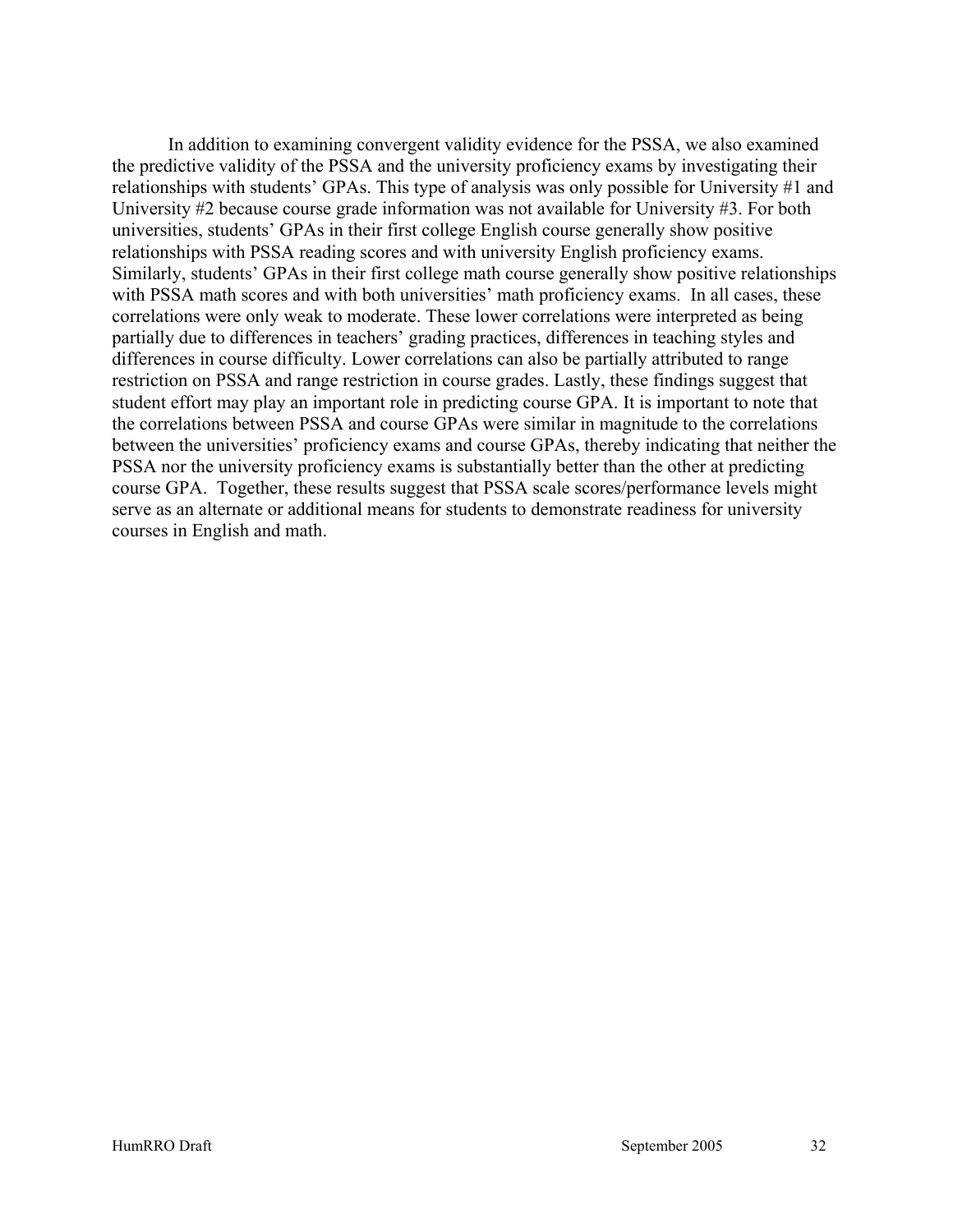In addition to examining convergent validity evidence for the PSSA, we also examined the predictive validity of the PSSA and the university proficiency exams by investigating their relationships with students' GPAs. This type of analysis was only possible for University #1 and University #2 because course grade information was not available for University #3. For both universities, students' GPAs in their first college English course generally show positive relationships with PSSA reading scores and with university English proficiency exams. Similarly, students' GPAs in their first college math course generally show positive relationships with PSSA math scores and with both universities' math proficiency exams. In all cases, these correlations were only weak to moderate. These lower correlations were interpreted as being partially due to differences in teachers' grading practices, differences in teaching styles and differences in course difficulty. Lower correlations can also be partially attributed to range restriction on PSSA and range restriction in course grades. Lastly, these findings suggest that student effort may play an important role in predicting course GPA. It is important to note that the correlations between PSSA and course GPAs were similar in magnitude to the correlations between the universities' proficiency exams and course GPAs, thereby indicating that neither the PSSA nor the university proficiency exams is substantially better than the other at predicting course GPA. Together, these results suggest that PSSA scale scores/performance levels might serve as an alternate or additional means for students to demonstrate readiness for university courses in English and math.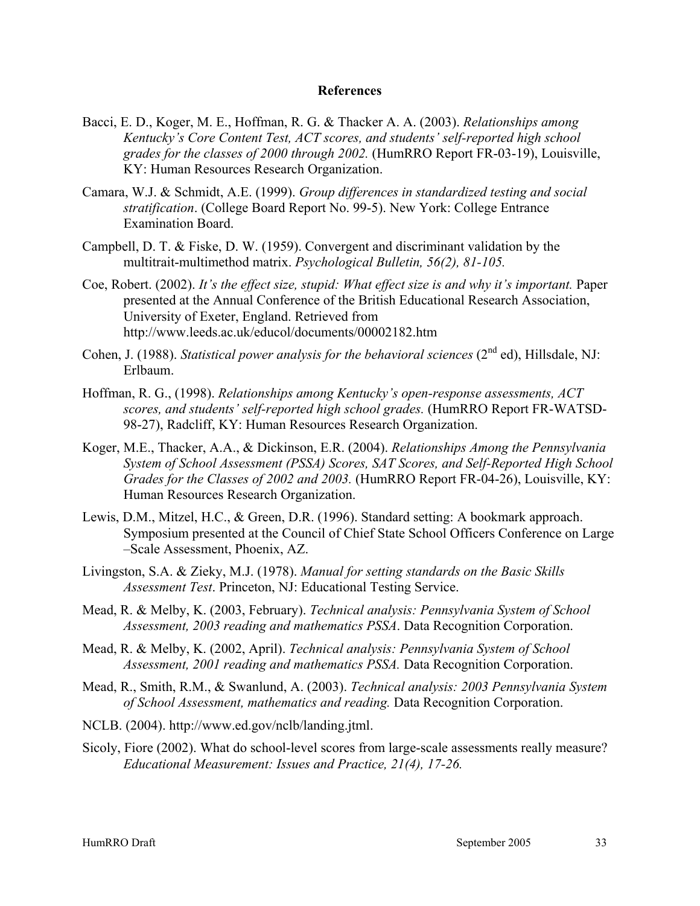## References

Bacci, E. D., Koger, M. E., Hoffman, R. G. & Thacker A. A. (2003). *Relationships among Kentucky's Core Content Test, ACT scores, and students' self-reported high school grades for the classes of 2000 through 2002.* (HumRRO Report FR-03-19), Louisville, KY: Human Resources Research Organization.

Camara, W.J. & Schmidt, A.E. (1999). *Group differences in standardized testing and social stratification*. (College Board Report No. 99-5). New York: College Entrance Examination Board.

Campbell, D. T. & Fiske, D. W. (1959). Convergent and discriminant validation by the multitrait-multimethod matrix. *Psychological Bulletin, 56(2), 81-105.*

Coe, Robert. (2002). *It's the effect size, stupid: What effect size is and why it's important.* Paper presented at the Annual Conference of the British Educational Research Association, University of Exeter, England. Retrieved from http://www.leeds.ac.uk/educol/documents/00002182.htm

Cohen, J. (1988). *Statistical power analysis for the behavioral sciences* (2nd ed), Hillsdale, NJ: Erlbaum.

Hoffman, R. G., (1998). *Relationships among Kentucky's open-response assessments, ACT scores, and students' self-reported high school grades.* (HumRRO Report FR-WATSD-98-27), Radcliff, KY: Human Resources Research Organization.

Koger, M.E., Thacker, A.A., & Dickinson, E.R. (2004). *Relationships Among the Pennsylvania System of School Assessment (PSSA) Scores, SAT Scores, and Self-Reported High School Grades for the Classes of 2002 and 2003.* (HumRRO Report FR-04-26), Louisville, KY: Human Resources Research Organization.

Lewis, D.M., Mitzel, H.C., & Green, D.R. (1996). Standard setting: A bookmark approach. Symposium presented at the Council of Chief State School Officers Conference on Large –Scale Assessment, Phoenix, AZ.

Livingston, S.A. & Zieky, M.J. (1978). *Manual for setting standards on the Basic Skills Assessment Test*. Princeton, NJ: Educational Testing Service.

Mead, R. & Melby, K. (2003, February). *Technical analysis: Pennsylvania System of School Assessment, 2003 reading and mathematics PSSA*. Data Recognition Corporation.

Mead, R. & Melby, K. (2002, April). *Technical analysis: Pennsylvania System of School Assessment, 2001 reading and mathematics PSSA.* Data Recognition Corporation.

Mead, R., Smith, R.M., & Swanlund, A. (2003). *Technical analysis: 2003 Pennsylvania System of School Assessment, mathematics and reading.* Data Recognition Corporation.

NCLB. (2004). http://www.ed.gov/nclb/landing.jtml.

Sicoly, Fiore (2002). What do school-level scores from large-scale assessments really measure? *Educational Measurement: Issues and Practice, 21(4), 17-26.*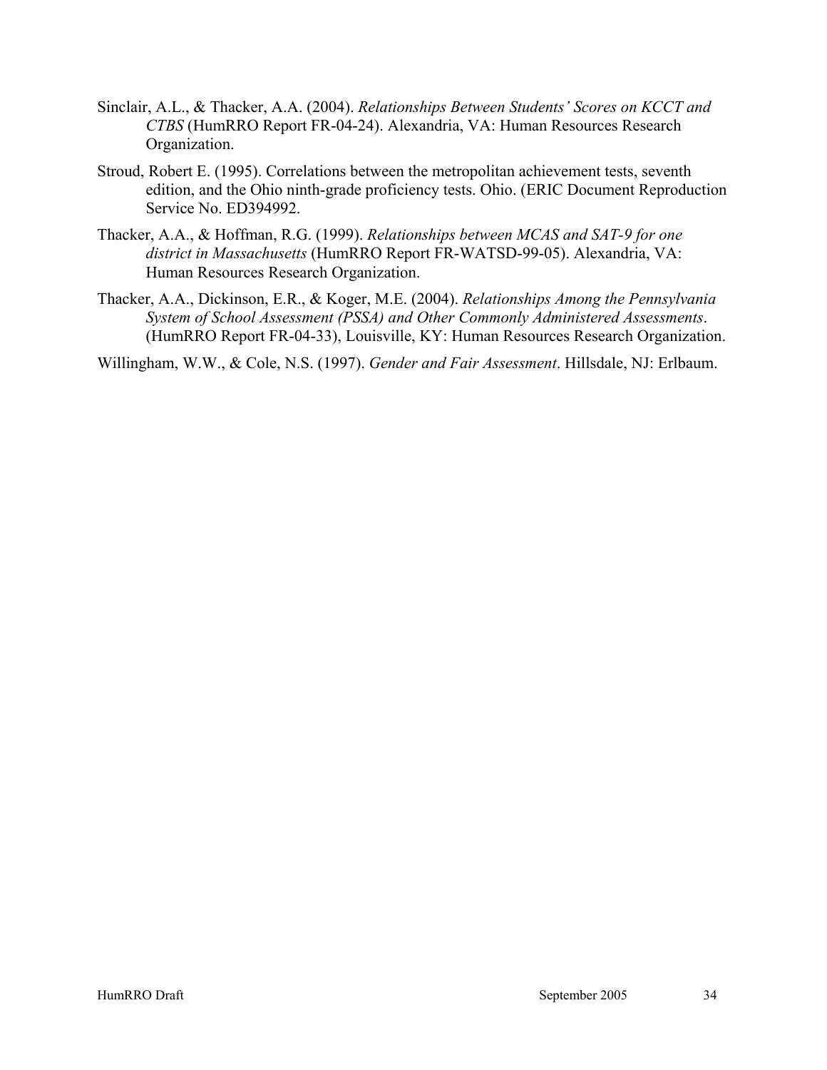Sinclair, A.L., & Thacker, A.A. (2004). *Relationships Between Students' Scores on KCCT and CTBS* (HumRRO Report FR-04-24). Alexandria, VA: Human Resources Research Organization.

Stroud, Robert E. (1995). Correlations between the metropolitan achievement tests, seventh edition, and the Ohio ninth-grade proficiency tests. Ohio. (ERIC Document Reproduction Service No. ED394992.

Thacker, A.A., & Hoffman, R.G. (1999). *Relationships between MCAS and SAT-9 for one district in Massachusetts* (HumRRO Report FR-WATSD-99-05). Alexandria, VA: Human Resources Research Organization.

Thacker, A.A., Dickinson, E.R., & Koger, M.E. (2004). *Relationships Among the Pennsylvania System of School Assessment (PSSA) and Other Commonly Administered Assessments*. (HumRRO Report FR-04-33), Louisville, KY: Human Resources Research Organization.

Willingham, W.W., & Cole, N.S. (1997). *Gender and Fair Assessment*. Hillsdale, NJ: Erlbaum.